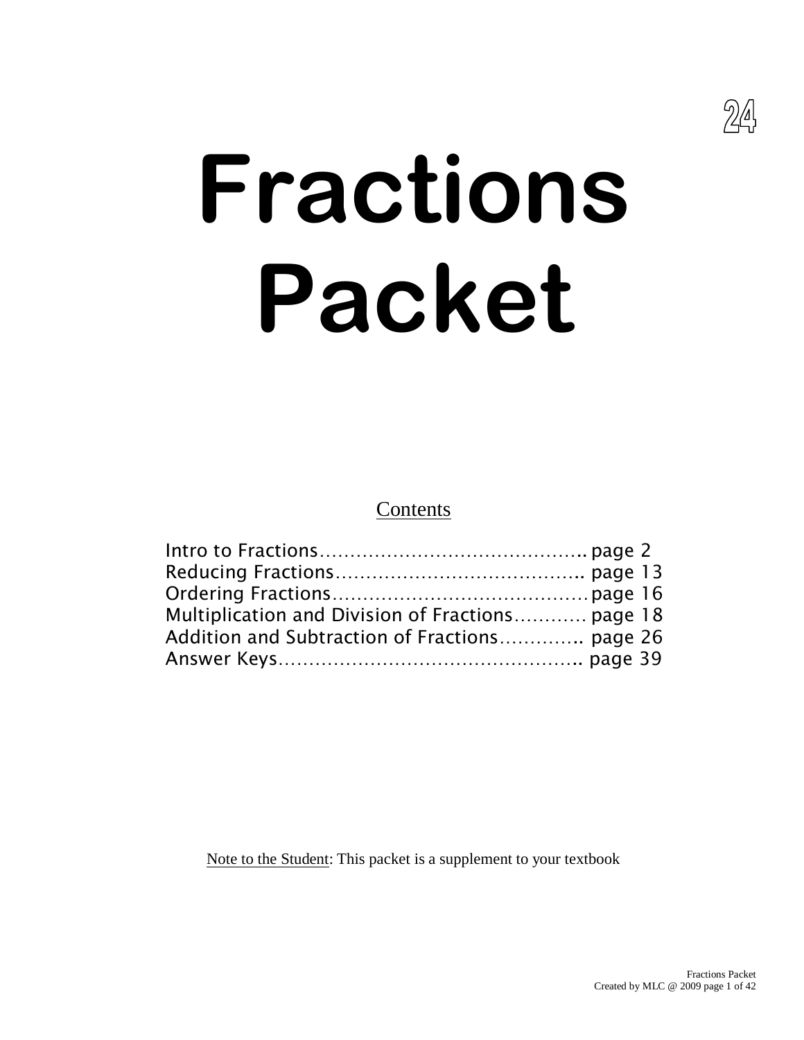24

# Fractions Packet

## Contents

Intro to Fractions……………………………………….. page 2
Reducing Fractions………………………………….. page 13
Ordering Fractions……………………………………page 16
Multiplication and Division of Fractions………… page 18
Addition and Subtraction of Fractions………….. page 26
Answer Keys………………………………………….. page 39

Note to the Student: This packet is a supplement to your textbook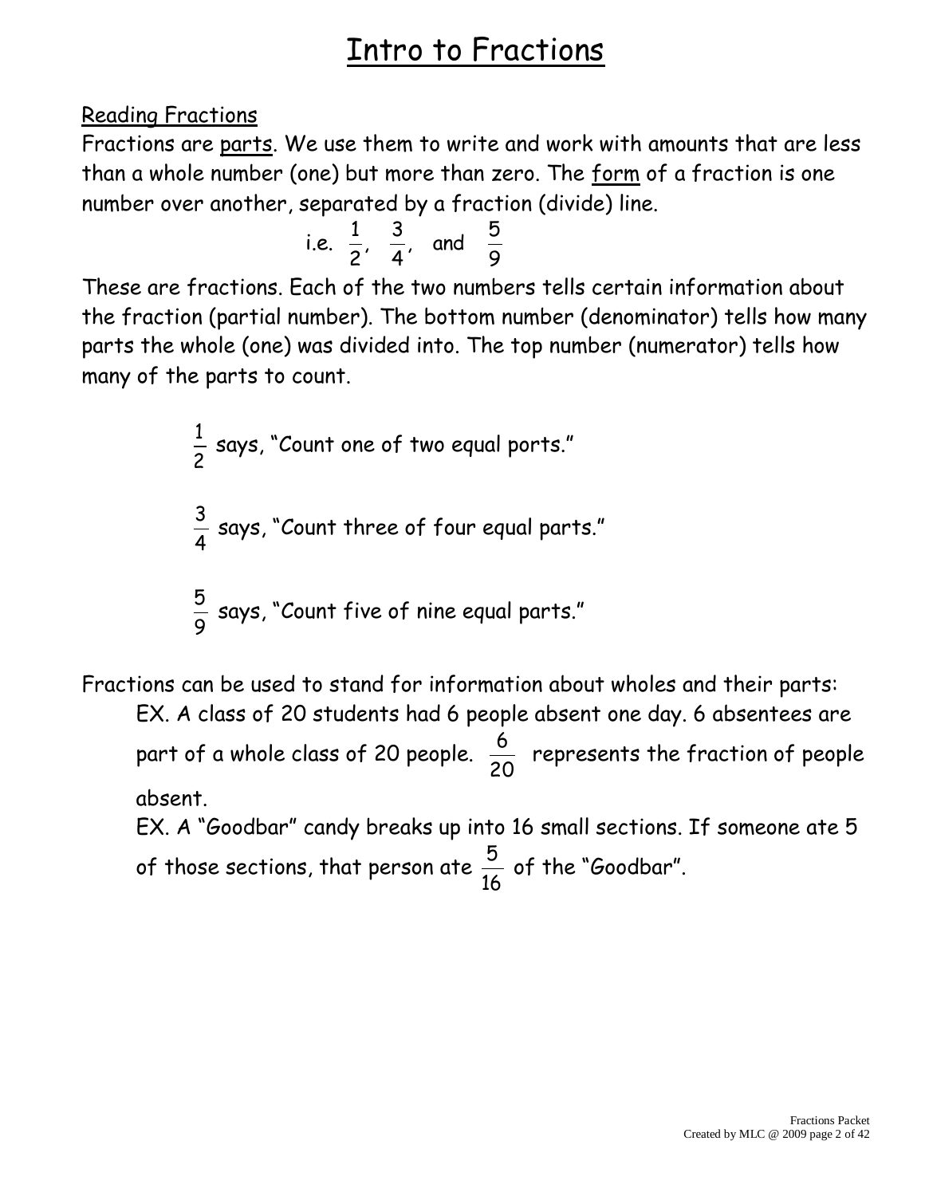# Intro to Fractions

## Reading Fractions

Fractions are parts. We use them to write and work with amounts that are less than a whole number (one) but more than zero. The form of a fraction is one number over another, separated by a fraction (divide) line.

$$\text{i.e. } \frac{1}{2}, \quad \frac{3}{4}, \quad \text{and} \quad \frac{5}{9}$$

These are fractions. Each of the two numbers tells certain information about the fraction (partial number). The bottom number (denominator) tells how many parts the whole (one) was divided into. The top number (numerator) tells how many of the parts to count.

$\frac{1}{2}$ says, "Count one of two equal ports."

$\frac{3}{4}$ says, "Count three of four equal parts."

$\frac{5}{9}$ says, "Count five of nine equal parts."

Fractions can be used to stand for information about wholes and their parts:

EX. A class of 20 students had 6 people absent one day. 6 absentees are part of a whole class of 20 people. $\frac{6}{20}$ represents the fraction of people absent.

EX. A "Goodbar" candy breaks up into 16 small sections. If someone ate 5 of those sections, that person ate $\frac{5}{16}$ of the "Goodbar".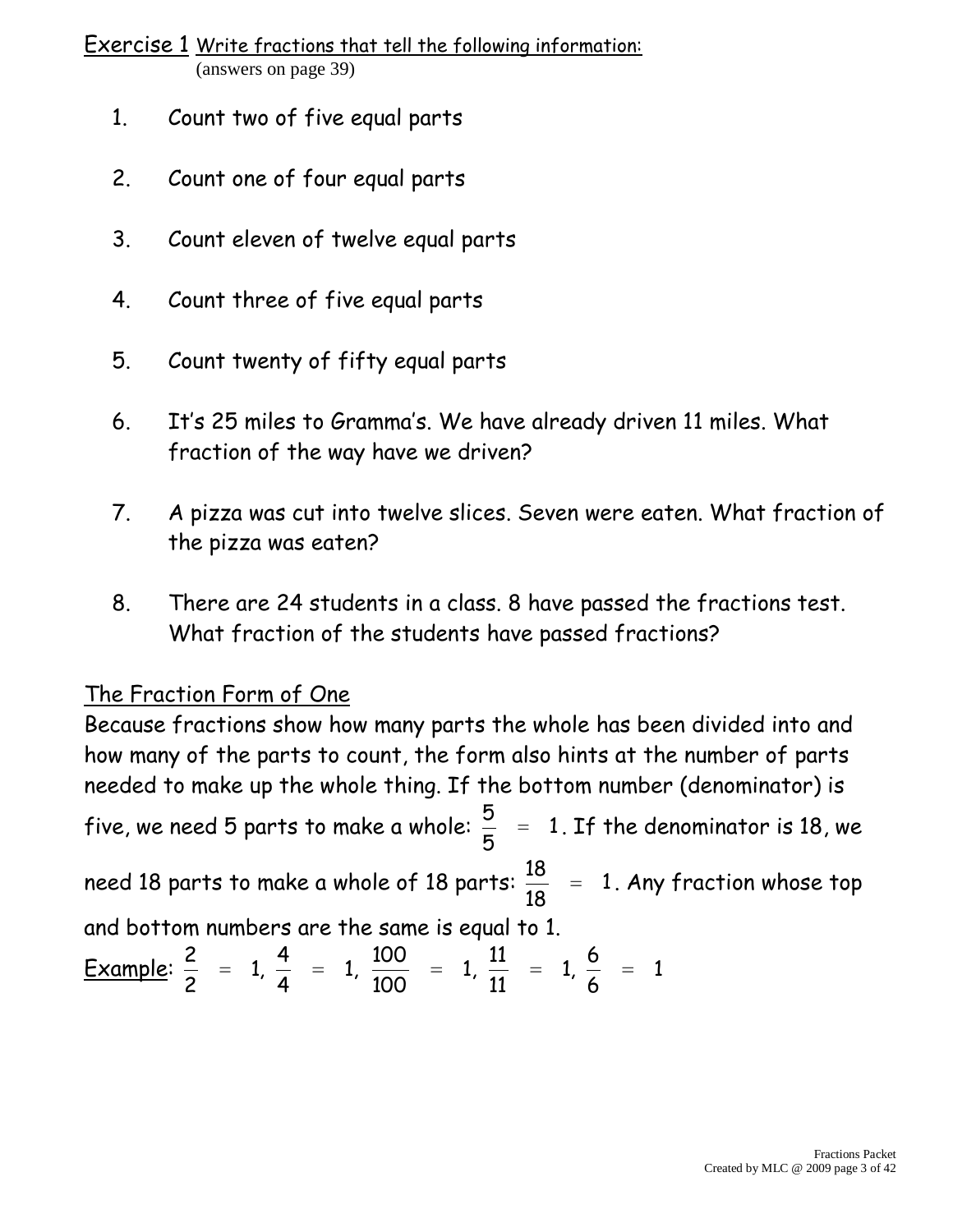## Exercise 1 Write fractions that tell the following information:

(answers on page 39)

1. Count two of five equal parts
2. Count one of four equal parts
3. Count eleven of twelve equal parts
4. Count three of five equal parts
5. Count twenty of fifty equal parts
6. It's 25 miles to Gramma's. We have already driven 11 miles. What fraction of the way have we driven?
7. A pizza was cut into twelve slices. Seven were eaten. What fraction of the pizza was eaten?
8. There are 24 students in a class. 8 have passed the fractions test. What fraction of the students have passed fractions?

## The Fraction Form of One

Because fractions show how many parts the whole has been divided into and how many of the parts to count, the form also hints at the number of parts needed to make up the whole thing. If the bottom number (denominator) is five, we need 5 parts to make a whole: $\frac{5}{5} = 1$. If the denominator is 18, we need 18 parts to make a whole of 18 parts: $\frac{18}{18} = 1$. Any fraction whose top and bottom numbers are the same is equal to 1.

Example: $\frac{2}{2} = 1$, $\frac{4}{4} = 1$, $\frac{100}{100} = 1$, $\frac{11}{11} = 1$, $\frac{6}{6} = 1$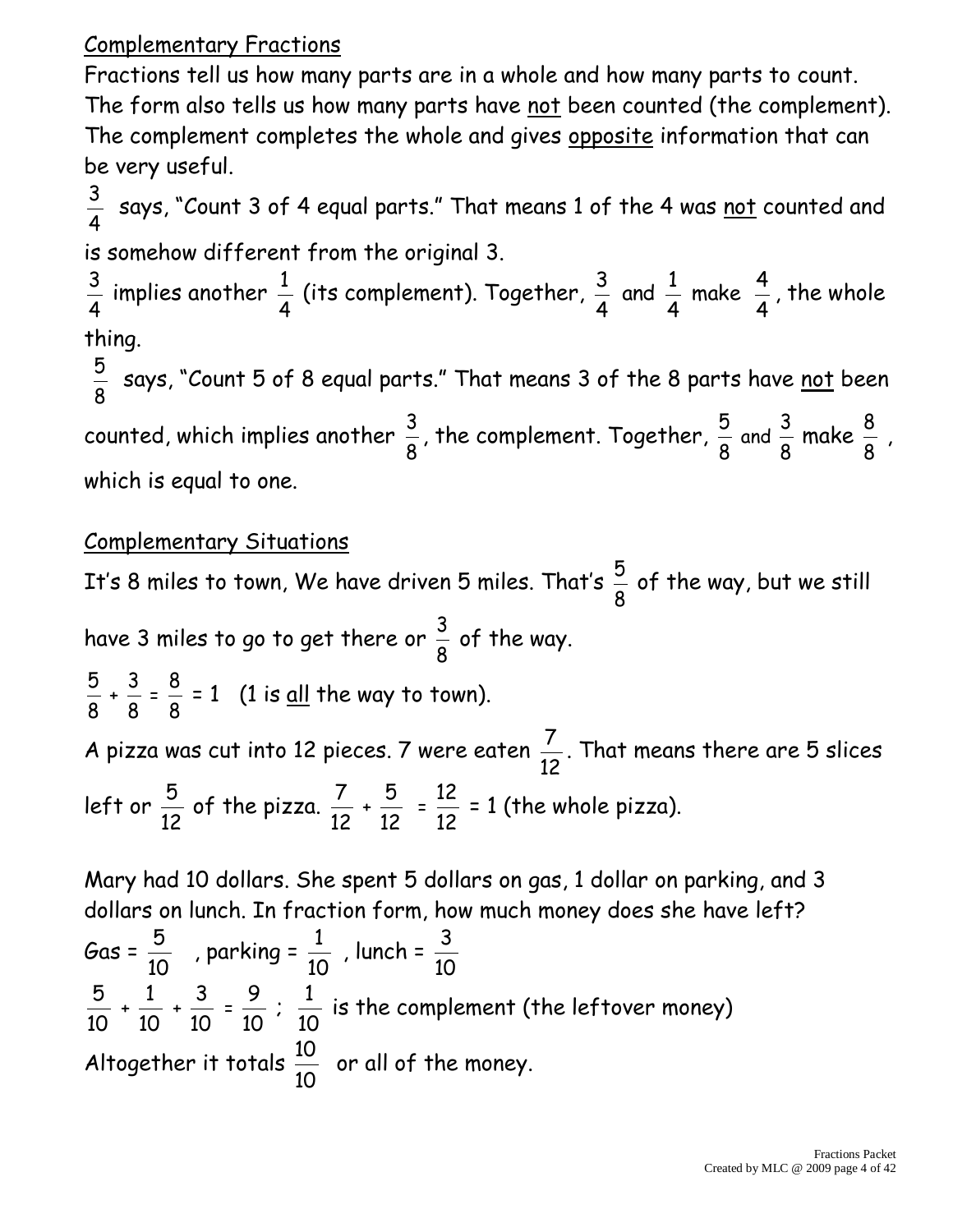Complementary Fractions

Fractions tell us how many parts are in a whole and how many parts to count. The form also tells us how many parts have not been counted (the complement). The complement completes the whole and gives opposite information that can be very useful.

$\frac{3}{4}$ says, "Count 3 of 4 equal parts." That means 1 of the 4 was not counted and is somehow different from the original 3.

$\frac{3}{4}$ implies another $\frac{1}{4}$ (its complement). Together, $\frac{3}{4}$ and $\frac{1}{4}$ make $\frac{4}{4}$, the whole thing.

$\frac{5}{8}$ says, "Count 5 of 8 equal parts." That means 3 of the 8 parts have not been counted, which implies another $\frac{3}{8}$, the complement. Together, $\frac{5}{8}$ and $\frac{3}{8}$ make $\frac{8}{8}$, which is equal to one.

Complementary Situations

It's 8 miles to town, We have driven 5 miles. That's $\frac{5}{8}$ of the way, but we still have 3 miles to go to get there or $\frac{3}{8}$ of the way.

$\frac{5}{8} + \frac{3}{8} = \frac{8}{8} = 1$ (1 is all the way to town).

A pizza was cut into 12 pieces. 7 were eaten $\frac{7}{12}$. That means there are 5 slices left or $\frac{5}{12}$ of the pizza. $\frac{7}{12} + \frac{5}{12} = \frac{12}{12} = 1$ (the whole pizza).

Mary had 10 dollars. She spent 5 dollars on gas, 1 dollar on parking, and 3 dollars on lunch. In fraction form, how much money does she have left?

Gas = $\frac{5}{10}$ , parking = $\frac{1}{10}$ , lunch = $\frac{3}{10}$

$\frac{5}{10} + \frac{1}{10} + \frac{3}{10} = \frac{9}{10}$ ; $\frac{1}{10}$ is the complement (the leftover money)

Altogether it totals $\frac{10}{10}$ or all of the money.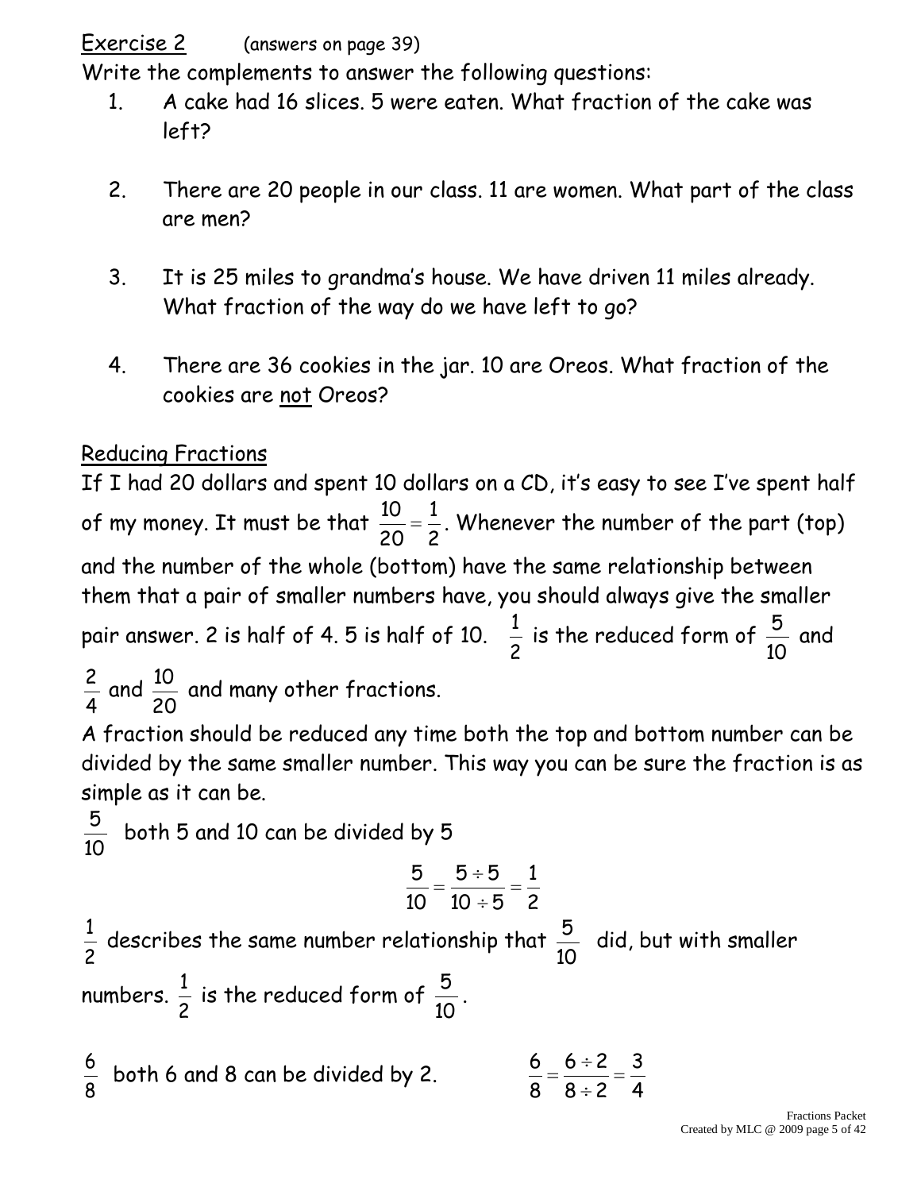Exercise 2 (answers on page 39)

Write the complements to answer the following questions:

1. A cake had 16 slices. 5 were eaten. What fraction of the cake was left?

2. There are 20 people in our class. 11 are women. What part of the class are men?

3. It is 25 miles to grandma's house. We have driven 11 miles already. What fraction of the way do we have left to go?

4. There are 36 cookies in the jar. 10 are Oreos. What fraction of the cookies are not Oreos?

Reducing Fractions

If I had 20 dollars and spent 10 dollars on a CD, it's easy to see I've spent half of my money. It must be that $\frac{10}{20} = \frac{1}{2}$. Whenever the number of the part (top) and the number of the whole (bottom) have the same relationship between them that a pair of smaller numbers have, you should always give the smaller pair answer. 2 is half of 4. 5 is half of 10. $\frac{1}{2}$ is the reduced form of $\frac{5}{10}$ and $\frac{2}{4}$ and $\frac{10}{20}$ and many other fractions.

A fraction should be reduced any time both the top and bottom number can be divided by the same smaller number. This way you can be sure the fraction is as simple as it can be.

$\frac{5}{10}$ both 5 and 10 can be divided by 5

$$\frac{5}{10} = \frac{5 \div 5}{10 \div 5} = \frac{1}{2}$$

$\frac{1}{2}$ describes the same number relationship that $\frac{5}{10}$ did, but with smaller numbers. $\frac{1}{2}$ is the reduced form of $\frac{5}{10}$.

$\frac{6}{8}$ both 6 and 8 can be divided by 2. $\frac{6}{8} = \frac{6 \div 2}{8 \div 2} = \frac{3}{4}$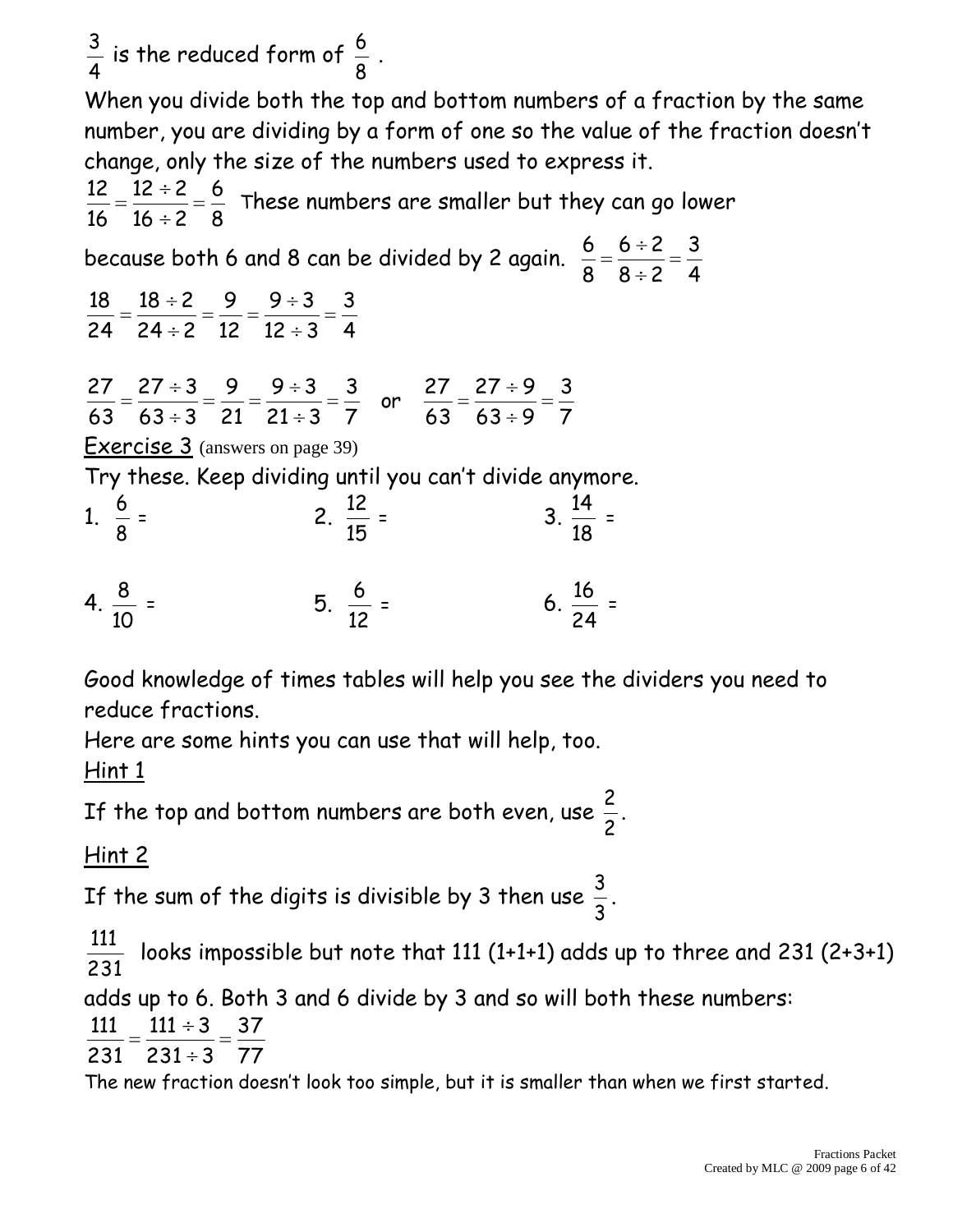$\frac{3}{4}$ is the reduced form of $\frac{6}{8}$.

When you divide both the top and bottom numbers of a fraction by the same number, you are dividing by a form of one so the value of the fraction doesn't change, only the size of the numbers used to express it.

$\frac{12}{16} = \frac{12 \div 2}{16 \div 2} = \frac{6}{8}$ These numbers are smaller but they can go lower because both 6 and 8 can be divided by 2 again. $\frac{6}{8} = \frac{6 \div 2}{8 \div 2} = \frac{3}{4}$

$$\frac{18}{24} = \frac{18 \div 2}{24 \div 2} = \frac{9}{12} = \frac{9 \div 3}{12 \div 3} = \frac{3}{4}$$

$$\frac{27}{63} = \frac{27 \div 3}{63 \div 3} = \frac{9}{21} = \frac{9 \div 3}{21 \div 3} = \frac{3}{7} \quad \text{or} \quad \frac{27}{63} = \frac{27 \div 9}{63 \div 9} = \frac{3}{7}$$

<u>Exercise 3</u> (answers on page 39)

Try these. Keep dividing until you can't divide anymore.

1. $\frac{6}{8}$ =
2. $\frac{12}{15}$ =
3. $\frac{14}{18}$ =
4. $\frac{8}{10}$ =
5. $\frac{6}{12}$ =
6. $\frac{16}{24}$ =

Good knowledge of times tables will help you see the dividers you need to reduce fractions.

Here are some hints you can use that will help, too.

<u>Hint 1</u>

If the top and bottom numbers are both even, use $\frac{2}{2}$.

<u>Hint 2</u>

If the sum of the digits is divisible by 3 then use $\frac{3}{3}$.

$\frac{111}{231}$ looks impossible but note that 111 (1+1+1) adds up to three and 231 (2+3+1) adds up to 6. Both 3 and 6 divide by 3 and so will both these numbers:

$$\frac{111}{231} = \frac{111 \div 3}{231 \div 3} = \frac{37}{77}$$

The new fraction doesn't look too simple, but it is smaller than when we first started.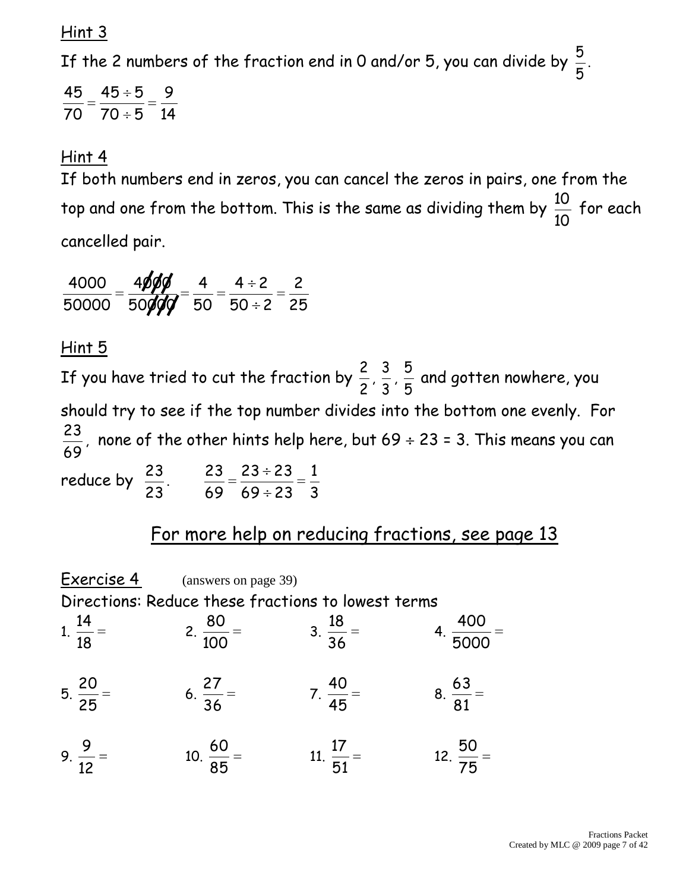## Hint 3

If the 2 numbers of the fraction end in 0 and/or 5, you can divide by $\frac{5}{5}$.

$$\frac{45}{70} = \frac{45 \div 5}{70 \div 5} = \frac{9}{14}$$

## Hint 4

If both numbers end in zeros, you can cancel the zeros in pairs, one from the top and one from the bottom. This is the same as dividing them by $\frac{10}{10}$ for each cancelled pair.

$$\frac{4000}{50000} = \frac{4\cancel{0}\cancel{0}\cancel{0}}{50\cancel{0}\cancel{0}\cancel{0}} = \frac{4}{50} = \frac{4 \div 2}{50 \div 2} = \frac{2}{25}$$

## Hint 5

If you have tried to cut the fraction by $\frac{2}{2}, \frac{3}{3}, \frac{5}{5}$ and gotten nowhere, you should try to see if the top number divides into the bottom one evenly. For $\frac{23}{69}$, none of the other hints help here, but $69 \div 23 = 3$. This means you can reduce by $\frac{23}{23}$. $\quad \frac{23}{69} = \frac{23 \div 23}{69 \div 23} = \frac{1}{3}$

## For more help on reducing fractions, see page 13

## Exercise 4 (answers on page 39)

Directions: Reduce these fractions to lowest terms

1. $\frac{14}{18} =$
2. $\frac{80}{100} =$
3. $\frac{18}{36} =$
4. $\frac{400}{5000} =$
5. $\frac{20}{25} =$
6. $\frac{27}{36} =$
7. $\frac{40}{45} =$
8. $\frac{63}{81} =$
9. $\frac{9}{12} =$
10. $\frac{60}{85} =$
11. $\frac{17}{51} =$
12. $\frac{50}{75} =$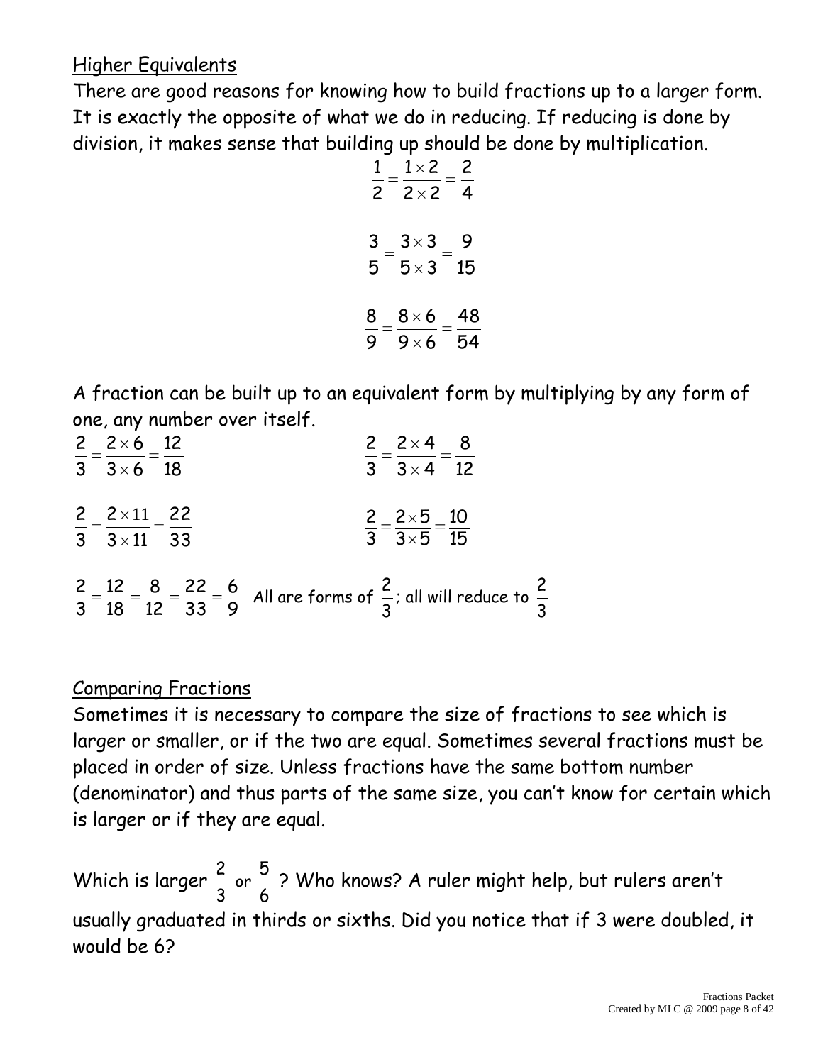## Higher Equivalents

There are good reasons for knowing how to build fractions up to a larger form. It is exactly the opposite of what we do in reducing. If reducing is done by division, it makes sense that building up should be done by multiplication.

$$\frac{1}{2} = \frac{1 \times 2}{2 \times 2} = \frac{2}{4}$$

$$\frac{3}{5} = \frac{3 \times 3}{5 \times 3} = \frac{9}{15}$$

$$\frac{8}{9} = \frac{8 \times 6}{9 \times 6} = \frac{48}{54}$$

A fraction can be built up to an equivalent form by multiplying by any form of one, any number over itself.

$$\frac{2}{3} = \frac{2 \times 6}{3 \times 6} = \frac{12}{18} \qquad \frac{2}{3} = \frac{2 \times 4}{3 \times 4} = \frac{8}{12}$$

$$\frac{2}{3} = \frac{2 \times 11}{3 \times 11} = \frac{22}{33} \qquad \frac{2}{3} = \frac{2 \times 5}{3 \times 5} = \frac{10}{15}$$

$\frac{2}{3} = \frac{12}{18} = \frac{8}{12} = \frac{22}{33} = \frac{6}{9}$ All are forms of $\frac{2}{3}$; all will reduce to $\frac{2}{3}$

## Comparing Fractions

Sometimes it is necessary to compare the size of fractions to see which is larger or smaller, or if the two are equal. Sometimes several fractions must be placed in order of size. Unless fractions have the same bottom number (denominator) and thus parts of the same size, you can't know for certain which is larger or if they are equal.

Which is larger $\frac{2}{3}$ or $\frac{5}{6}$? Who knows? A ruler might help, but rulers aren't usually graduated in thirds or sixths. Did you notice that if 3 were doubled, it would be 6?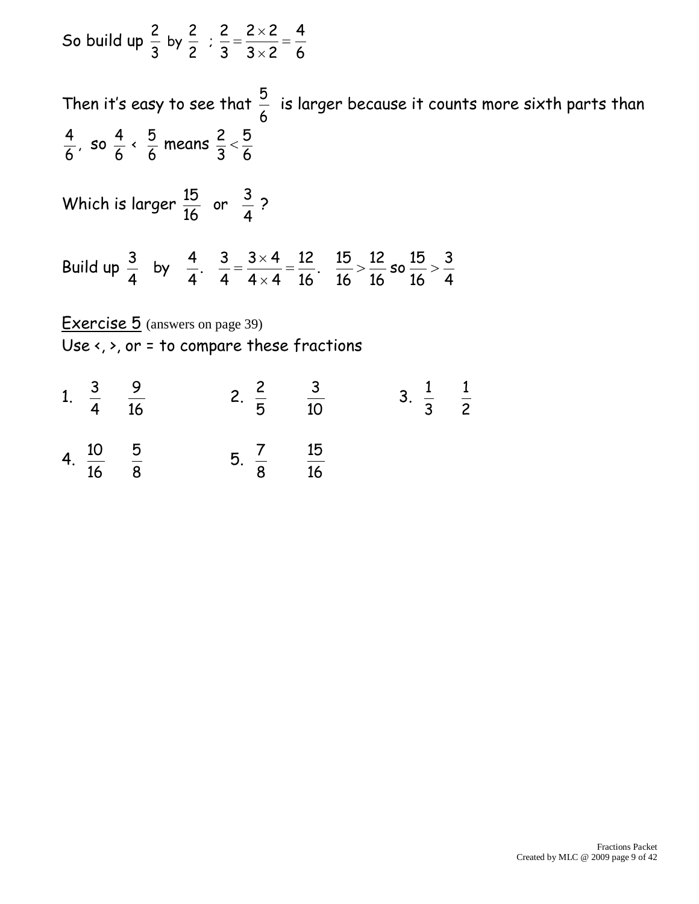So build up $\frac{2}{3}$ by $\frac{2}{2}$ ; $\frac{2}{3} = \frac{2 \times 2}{3 \times 2} = \frac{4}{6}$

Then it's easy to see that $\frac{5}{6}$ is larger because it counts more sixth parts than $\frac{4}{6}$, so $\frac{4}{6} < \frac{5}{6}$ means $\frac{2}{3} < \frac{5}{6}$

Which is larger $\frac{15}{16}$ or $\frac{3}{4}$ ?

Build up $\frac{3}{4}$ by $\frac{4}{4}$. $\frac{3}{4} = \frac{3 \times 4}{4 \times 4} = \frac{12}{16}$. $\frac{15}{16} > \frac{12}{16}$ so $\frac{15}{16} > \frac{3}{4}$

Exercise 5 (answers on page 39)

Use <, >, or = to compare these fractions

1. $\frac{3}{4}$ $\frac{9}{16}$

2. $\frac{2}{5}$ $\frac{3}{10}$

3. $\frac{1}{3}$ $\frac{1}{2}$

4. $\frac{10}{16}$ $\frac{5}{8}$

5. $\frac{7}{8}$ $\frac{15}{16}$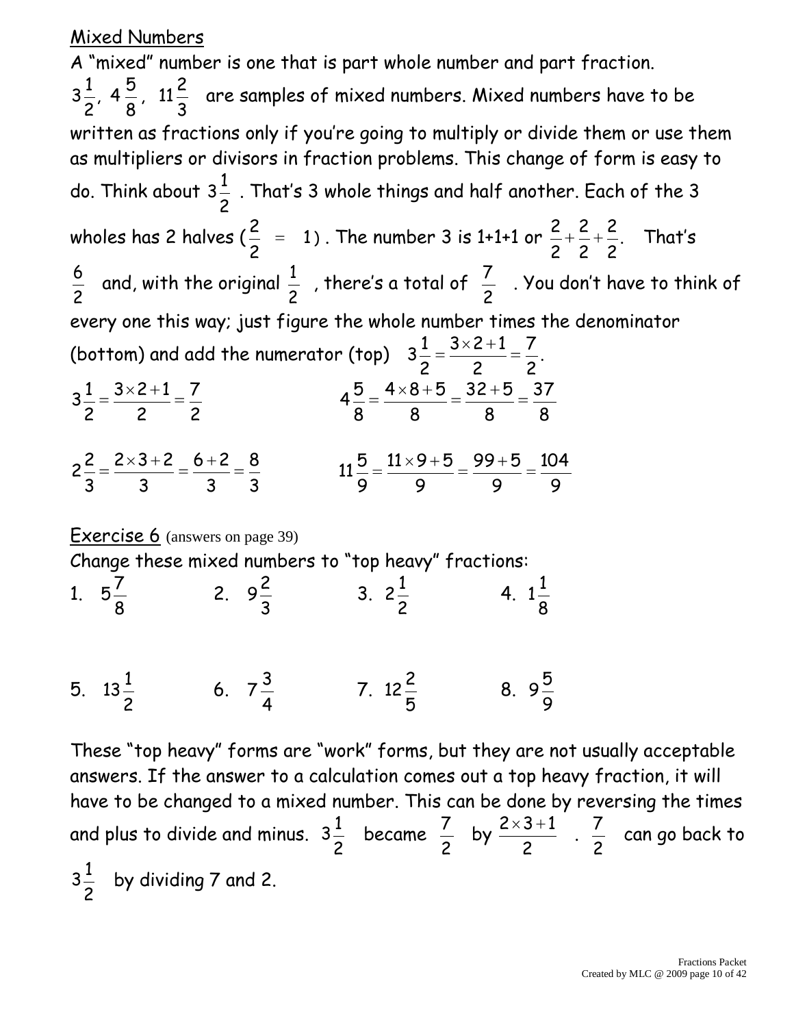Mixed Numbers

A "mixed" number is one that is part whole number and part fraction. $3\frac{1}{2}$, $4\frac{5}{8}$, $11\frac{2}{3}$ are samples of mixed numbers. Mixed numbers have to be written as fractions only if you're going to multiply or divide them or use them as multipliers or divisors in fraction problems. This change of form is easy to do. Think about $3\frac{1}{2}$. That's 3 whole things and half another. Each of the 3 wholes has 2 halves ($\frac{2}{2} = 1$). The number 3 is 1+1+1 or $\frac{2}{2}+\frac{2}{2}+\frac{2}{2}$. That's $\frac{6}{2}$ and, with the original $\frac{1}{2}$, there's a total of $\frac{7}{2}$. You don't have to think of every one this way; just figure the whole number times the denominator (bottom) and add the numerator (top) $3\frac{1}{2} = \frac{3\times 2+1}{2} = \frac{7}{2}$.

$3\frac{1}{2} = \frac{3\times 2+1}{2} = \frac{7}{2}$

$4\frac{5}{8} = \frac{4\times 8+5}{8} = \frac{32+5}{8} = \frac{37}{8}$

$2\frac{2}{3} = \frac{2\times 3+2}{3} = \frac{6+2}{3} = \frac{8}{3}$

$11\frac{5}{9} = \frac{11\times 9+5}{9} = \frac{99+5}{9} = \frac{104}{9}$

Exercise 6 (answers on page 39)

Change these mixed numbers to "top heavy" fractions:

1. $5\frac{7}{8}$
2. $9\frac{2}{3}$
3. $2\frac{1}{2}$
4. $1\frac{1}{8}$
5. $13\frac{1}{2}$
6. $7\frac{3}{4}$
7. $12\frac{2}{5}$
8. $9\frac{5}{9}$

These "top heavy" forms are "work" forms, but they are not usually acceptable answers. If the answer to a calculation comes out a top heavy fraction, it will have to be changed to a mixed number. This can be done by reversing the times and plus to divide and minus. $3\frac{1}{2}$ became $\frac{7}{2}$ by $\frac{2\times 3+1}{2}$. $\frac{7}{2}$ can go back to $3\frac{1}{2}$ by dividing 7 and 2.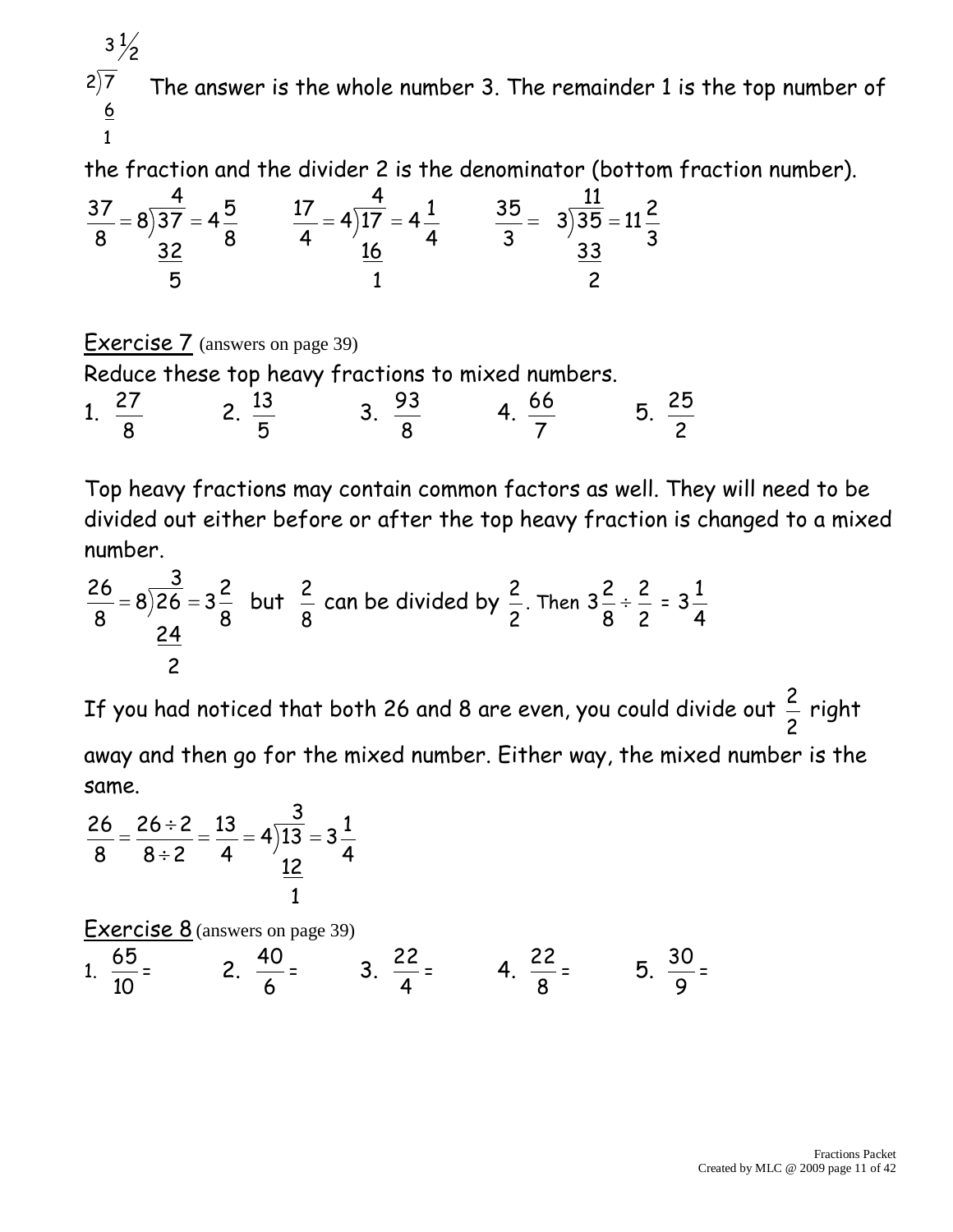$$\begin{array}{r} 3\frac{1}{2} \\ 2\overline{)7} \\ \underline{6} \\ 1 \end{array}$$

The answer is the whole number 3. The remainder 1 is the top number of the fraction and the divider 2 is the denominator (bottom fraction number).

$$\frac{37}{8} = 8\overline{)37} \rightarrow 4 \text{ R } 5 = 4\frac{5}{8} \qquad \frac{17}{4} = 4\overline{)17} \rightarrow 4 \text{ R } 1 = 4\frac{1}{4} \qquad \frac{35}{3} = 3\overline{)35} \rightarrow 11 \text{ R } 2 = 11\frac{2}{3}$$

(Work shown: $37 - 32 = 5$; $17 - 16 = 1$; $35 - 33 = 2$)

<u>Exercise 7</u> (answers on page 39)

Reduce these top heavy fractions to mixed numbers.

1. $\frac{27}{8}$ 2. $\frac{13}{5}$ 3. $\frac{93}{8}$ 4. $\frac{66}{7}$ 5. $\frac{25}{2}$

Top heavy fractions may contain common factors as well. They will need to be divided out either before or after the top heavy fraction is changed to a mixed number.

$$\frac{26}{8} = 8\overline{)26} \rightarrow 3 \text{ R } 2 = 3\frac{2}{8}$$

(Work shown: $26 - 24 = 2$)

but $\frac{2}{8}$ can be divided by $\frac{2}{2}$. Then $3\frac{2}{8} \div \frac{2}{2} = 3\frac{1}{4}$

If you had noticed that both 26 and 8 are even, you could divide out $\frac{2}{2}$ right away and then go for the mixed number. Either way, the mixed number is the same.

$$\frac{26}{8} = \frac{26 \div 2}{8 \div 2} = \frac{13}{4} = 4\overline{)13} \rightarrow 3 \text{ R } 1 = 3\frac{1}{4}$$

(Work shown: $13 - 12 = 1$)

<u>Exercise 8</u> (answers on page 39)

1. $\frac{65}{10} =$ 2. $\frac{40}{6} =$ 3. $\frac{22}{4} =$ 4. $\frac{22}{8} =$ 5. $\frac{30}{9} =$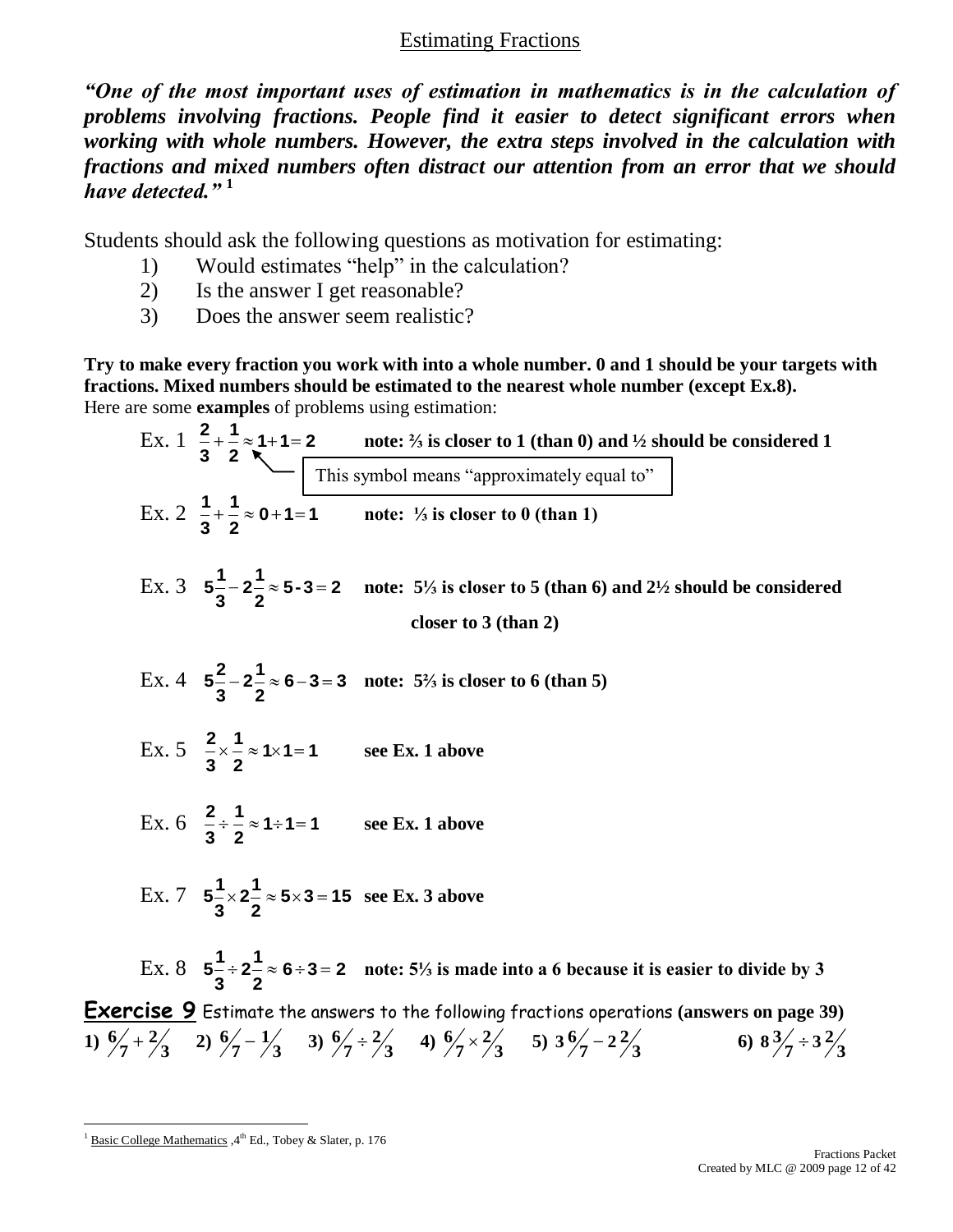# Estimating Fractions

***"One of the most important uses of estimation in mathematics is in the calculation of problems involving fractions. People find it easier to detect significant errors when working with whole numbers. However, the extra steps involved in the calculation with fractions and mixed numbers often distract our attention from an error that we should have detected."*** [1]

Students should ask the following questions as motivation for estimating:

1) Would estimates "help" in the calculation?
2) Is the answer I get reasonable?
3) Does the answer seem realistic?

**Try to make every fraction you work with into a whole number. 0 and 1 should be your targets with fractions. Mixed numbers should be estimated to the nearest whole number (except Ex.8).**
Here are some **examples** of problems using estimation:

Ex. 1 $\frac{2}{3}+\frac{1}{2}\approx 1+1=2$ **note: ⅔ is closer to 1 (than 0) and ½ should be considered 1**

This symbol means "approximately equal to"

Ex. 2 $\frac{1}{3}+\frac{1}{2}\approx 0+1=1$ **note: ⅓ is closer to 0 (than 1)**

Ex. 3 $5\frac{1}{3}-2\frac{1}{2}\approx 5-3=2$ **note: 5⅓ is closer to 5 (than 6) and 2½ should be considered closer to 3 (than 2)**

Ex. 4 $5\frac{2}{3}-2\frac{1}{2}\approx 6-3=3$ **note: 5⅔ is closer to 6 (than 5)**

Ex. 5 $\frac{2}{3}\times\frac{1}{2}\approx 1\times 1=1$ **see Ex. 1 above**

Ex. 6 $\frac{2}{3}\div\frac{1}{2}\approx 1\div 1=1$ **see Ex. 1 above**

Ex. 7 $5\frac{1}{3}\times 2\frac{1}{2}\approx 5\times 3=15$ **see Ex. 3 above**

Ex. 8 $5\frac{1}{3}\div 2\frac{1}{2}\approx 6\div 3=2$ **note: 5⅓ is made into a 6 because it is easier to divide by 3**

**Exercise 9** Estimate the answers to the following fractions operations **(answers on page 39)**

**1)** $\frac{6}{7}+\frac{2}{3}$ **2)** $\frac{6}{7}-\frac{1}{3}$ **3)** $\frac{6}{7}\div\frac{2}{3}$ **4)** $\frac{6}{7}\times\frac{2}{3}$ **5)** $3\frac{6}{7}-2\frac{2}{3}$ **6)** $8\frac{3}{7}\div 3\frac{2}{3}$

[1] Basic College Mathematics, 4th Ed., Tobey & Slater, p. 176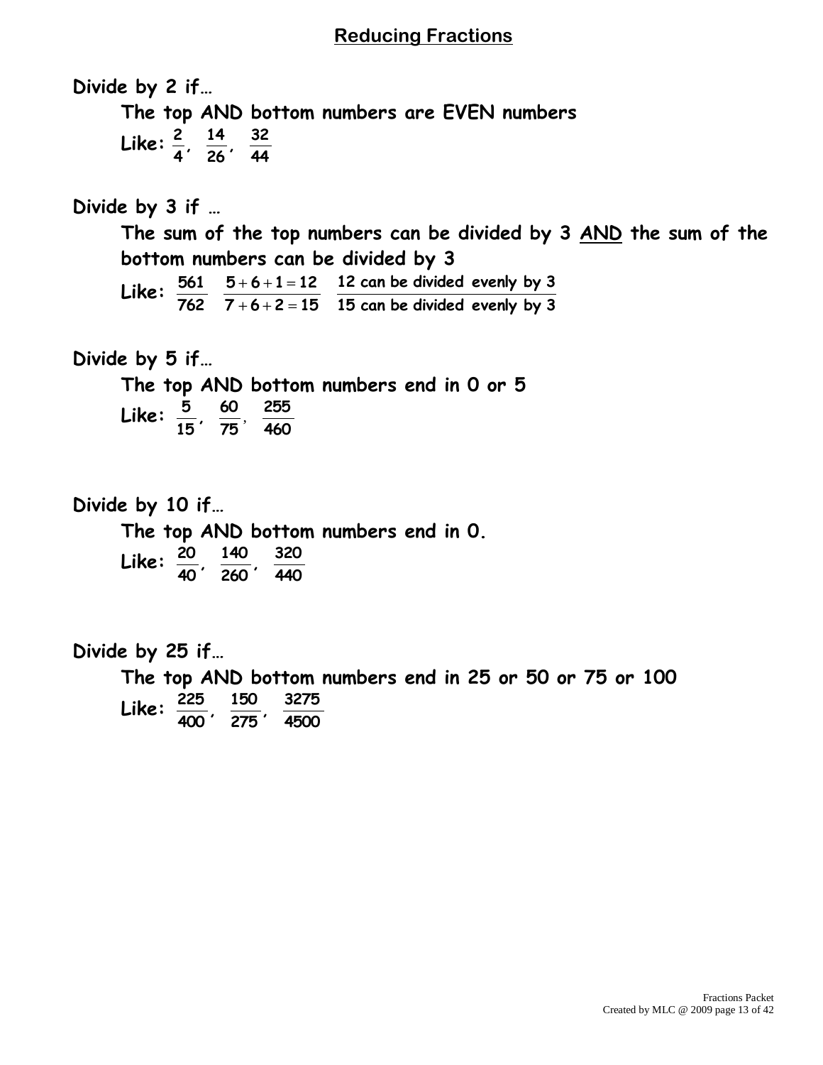## Reducing Fractions

**Divide by 2 if…**

**The top AND bottom numbers are EVEN numbers**

**Like:** $\frac{2}{4}$, $\frac{14}{26}$, $\frac{32}{44}$

**Divide by 3 if …**

**The sum of the top numbers can be divided by 3 AND the sum of the bottom numbers can be divided by 3**

**Like:** $\frac{561}{762}$ $\frac{5+6+1=12}{7+6+2=15}$ $\frac{\text{12 can be divided evenly by 3}}{\text{15 can be divided evenly by 3}}$

**Divide by 5 if…**

**The top AND bottom numbers end in 0 or 5**

**Like:** $\frac{5}{15}$, $\frac{60}{75}$, $\frac{255}{460}$

**Divide by 10 if…**

**The top AND bottom numbers end in 0.**

**Like:** $\frac{20}{40}$, $\frac{140}{260}$, $\frac{320}{440}$

**Divide by 25 if…**

**The top AND bottom numbers end in 25 or 50 or 75 or 100**

**Like:** $\frac{225}{400}$, $\frac{150}{275}$, $\frac{3275}{4500}$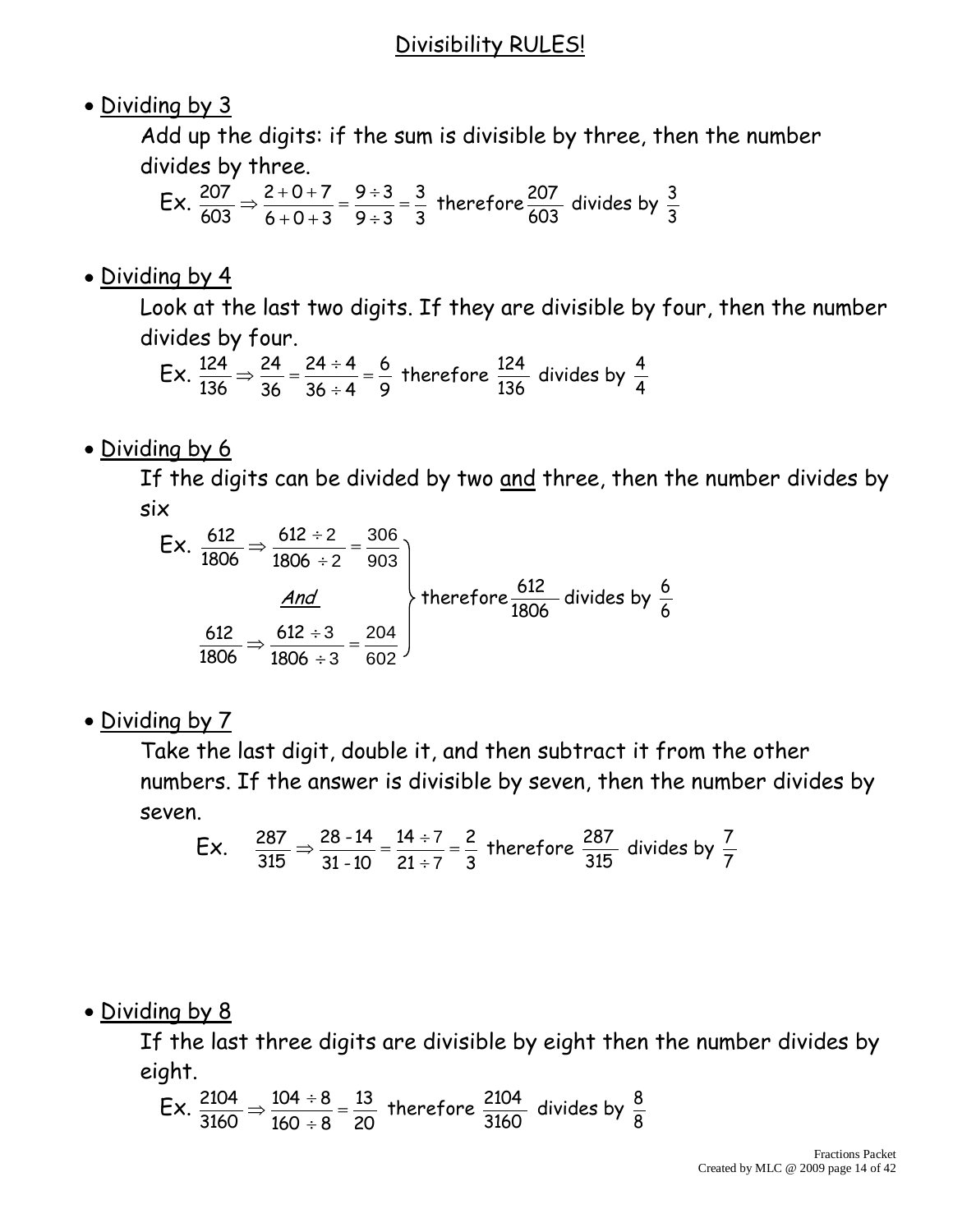## Divisibility RULES!

- Dividing by 3

  Add up the digits: if the sum is divisible by three, then the number divides by three.

  Ex. $\frac{207}{603} \Rightarrow \frac{2+0+7}{6+0+3} = \frac{9 \div 3}{9 \div 3} = \frac{3}{3}$ therefore $\frac{207}{603}$ divides by $\frac{3}{3}$

- Dividing by 4

  Look at the last two digits. If they are divisible by four, then the number divides by four.

  Ex. $\frac{124}{136} \Rightarrow \frac{24}{36} = \frac{24 \div 4}{36 \div 4} = \frac{6}{9}$ therefore $\frac{124}{136}$ divides by $\frac{4}{4}$

- Dividing by 6

  If the digits can be divided by two <u>and</u> three, then the number divides by six

  Ex. $\frac{612}{1806} \Rightarrow \frac{612 \div 2}{1806 \div 2} = \frac{306}{903}$

  *And*

  $\frac{612}{1806} \Rightarrow \frac{612 \div 3}{1806 \div 3} = \frac{204}{602}$

  therefore $\frac{612}{1806}$ divides by $\frac{6}{6}$

- Dividing by 7

  Take the last digit, double it, and then subtract it from the other numbers. If the answer is divisible by seven, then the number divides by seven.

  Ex. $\frac{287}{315} \Rightarrow \frac{28 - 14}{31 - 10} = \frac{14 \div 7}{21 \div 7} = \frac{2}{3}$ therefore $\frac{287}{315}$ divides by $\frac{7}{7}$

- Dividing by 8

  If the last three digits are divisible by eight then the number divides by eight.

  Ex. $\frac{2104}{3160} \Rightarrow \frac{104 \div 8}{160 \div 8} = \frac{13}{20}$ therefore $\frac{2104}{3160}$ divides by $\frac{8}{8}$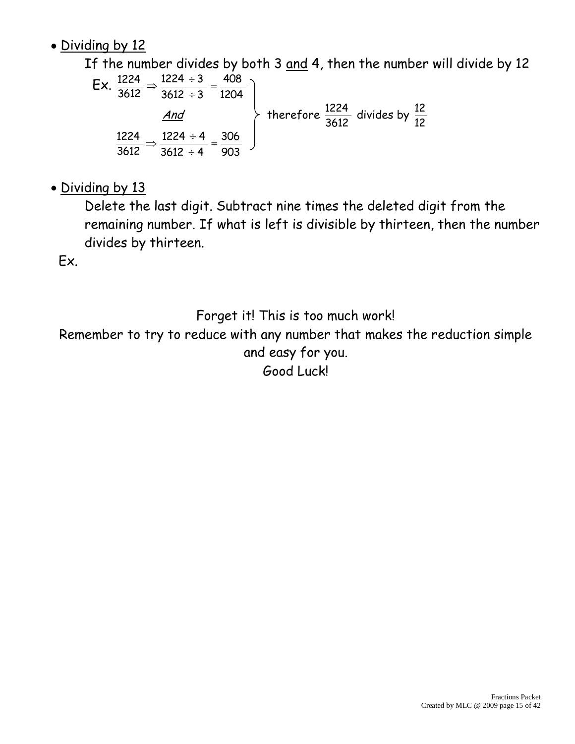- <u>Dividing by 12</u>

  If the number divides by both 3 <u>and</u> 4, then the number will divide by 12

  Ex. $\frac{1224}{3612} \Rightarrow \frac{1224 \div 3}{3612 \div 3} = \frac{408}{1204}$

  *And*

  $\frac{1224}{3612} \Rightarrow \frac{1224 \div 4}{3612 \div 4} = \frac{306}{903}$

  therefore $\frac{1224}{3612}$ divides by $\frac{12}{12}$

- <u>Dividing by 13</u>

  Delete the last digit. Subtract nine times the deleted digit from the remaining number. If what is left is divisible by thirteen, then the number divides by thirteen.

Ex.

Forget it! This is too much work!

Remember to try to reduce with any number that makes the reduction simple and easy for you.

Good Luck!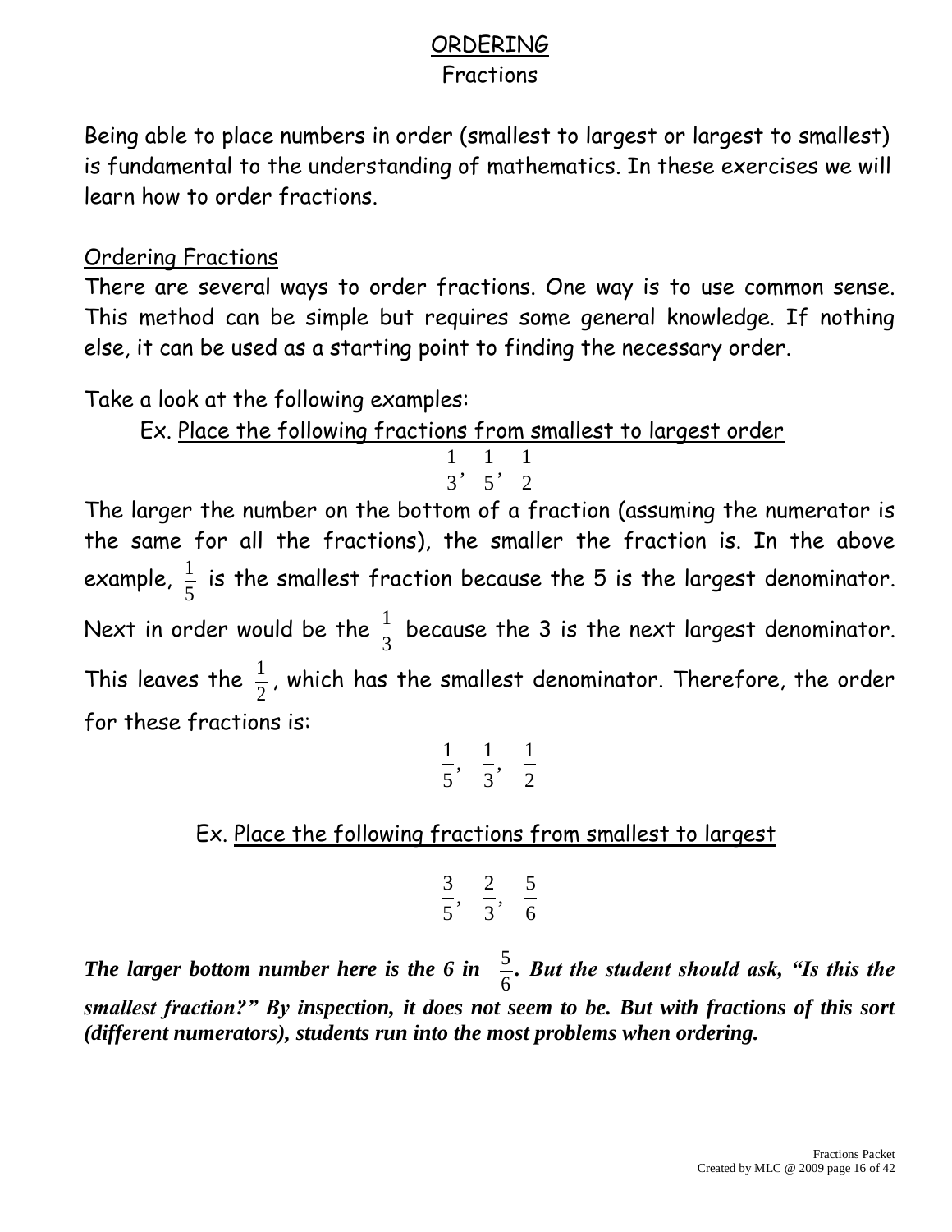## ORDERING

### Fractions

Being able to place numbers in order (smallest to largest or largest to smallest) is fundamental to the understanding of mathematics. In these exercises we will learn how to order fractions.

### Ordering Fractions

There are several ways to order fractions. One way is to use common sense. This method can be simple but requires some general knowledge. If nothing else, it can be used as a starting point to finding the necessary order.

Take a look at the following examples:

Ex. Place the following fractions from smallest to largest order

$$\frac{1}{3},\ \frac{1}{5},\ \frac{1}{2}$$

The larger the number on the bottom of a fraction (assuming the numerator is the same for all the fractions), the smaller the fraction is. In the above example, $\frac{1}{5}$ is the smallest fraction because the 5 is the largest denominator. Next in order would be the $\frac{1}{3}$ because the 3 is the next largest denominator. This leaves the $\frac{1}{2}$, which has the smallest denominator. Therefore, the order for these fractions is:

$$\frac{1}{5},\ \frac{1}{3},\ \frac{1}{2}$$

Ex. Place the following fractions from smallest to largest

$$\frac{3}{5},\ \frac{2}{3},\ \frac{5}{6}$$

***The larger bottom number here is the 6 in $\frac{5}{6}$. But the student should ask, "Is this the smallest fraction?" By inspection, it does not seem to be. But with fractions of this sort (different numerators), students run into the most problems when ordering.***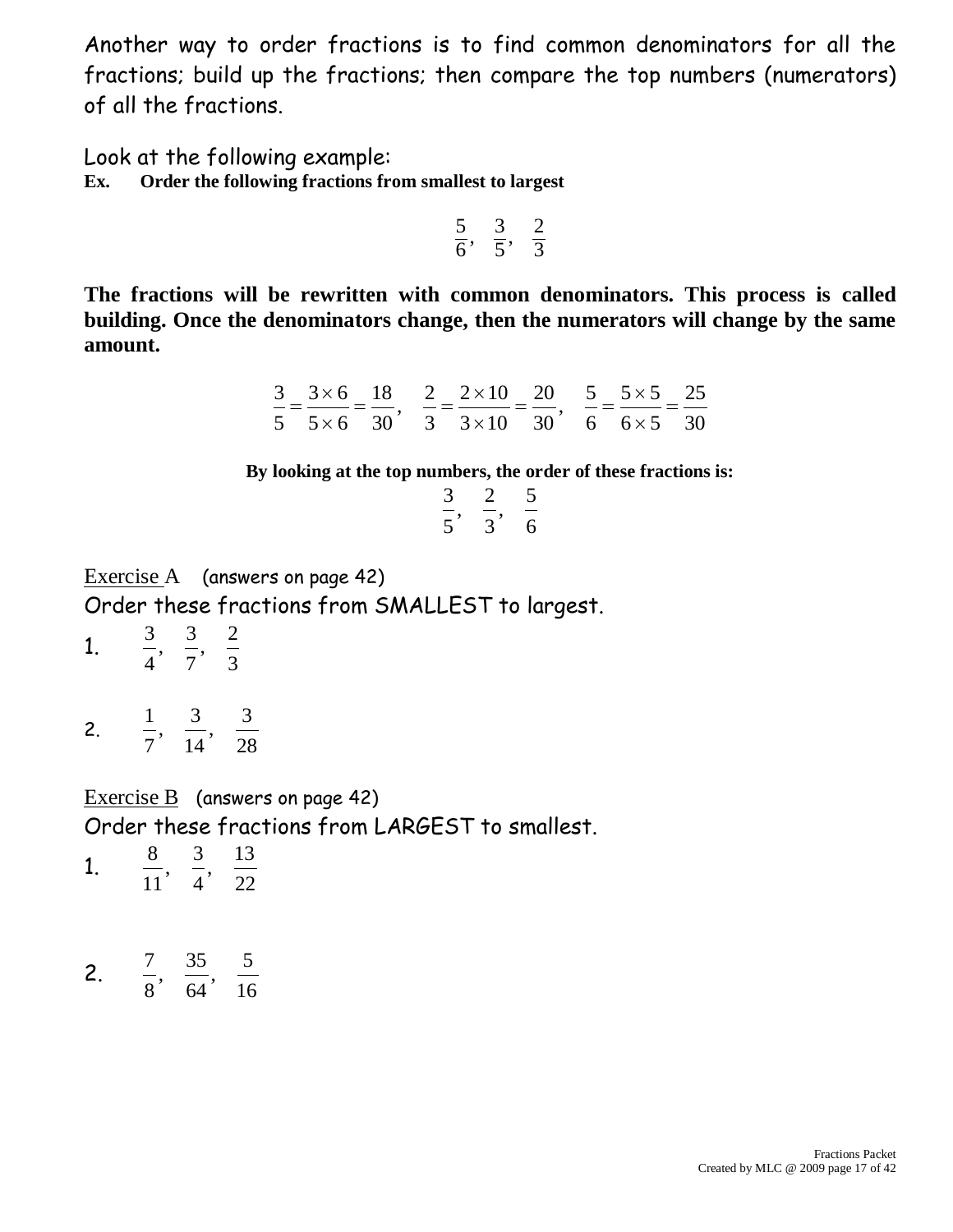Another way to order fractions is to find common denominators for all the fractions; build up the fractions; then compare the top numbers (numerators) of all the fractions.

Look at the following example:

**Ex. Order the following fractions from smallest to largest**

$$\frac{5}{6}, \ \frac{3}{5}, \ \frac{2}{3}$$

**The fractions will be rewritten with common denominators. This process is called building. Once the denominators change, then the numerators will change by the same amount.**

$$\frac{3}{5} = \frac{3 \times 6}{5 \times 6} = \frac{18}{30}, \quad \frac{2}{3} = \frac{2 \times 10}{3 \times 10} = \frac{20}{30}, \quad \frac{5}{6} = \frac{5 \times 5}{6 \times 5} = \frac{25}{30}$$

**By looking at the top numbers, the order of these fractions is:**

$$\frac{3}{5}, \ \frac{2}{3}, \ \frac{5}{6}$$

Exercise A (answers on page 42)

Order these fractions from SMALLEST to largest.

1. $\frac{3}{4}, \ \frac{3}{7}, \ \frac{2}{3}$

2. $\frac{1}{7}, \ \frac{3}{14}, \ \frac{3}{28}$

Exercise B (answers on page 42)

Order these fractions from LARGEST to smallest.

1. $\frac{8}{11}, \ \frac{3}{4}, \ \frac{13}{22}$

2. $\frac{7}{8}, \ \frac{35}{64}, \ \frac{5}{16}$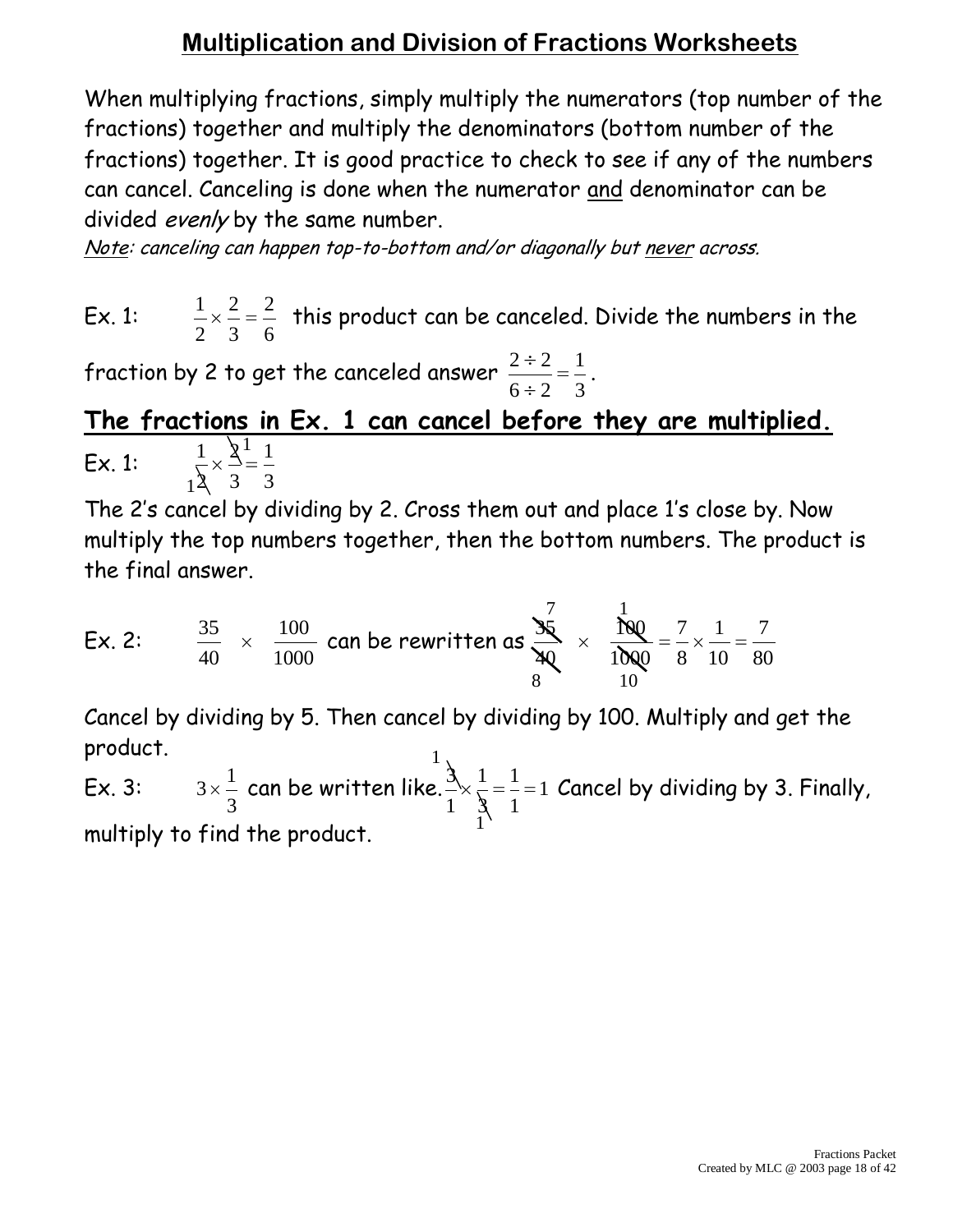## Multiplication and Division of Fractions Worksheets

When multiplying fractions, simply multiply the numerators (top number of the fractions) together and multiply the denominators (bottom number of the fractions) together. It is good practice to check to see if any of the numbers can cancel. Canceling is done when the numerator and denominator can be divided *evenly* by the same number.

*Note: canceling can happen top-to-bottom and/or diagonally but never across.*

Ex. 1: $\frac{1}{2} \times \frac{2}{3} = \frac{2}{6}$ this product can be canceled. Divide the numbers in the fraction by 2 to get the canceled answer $\frac{2 \div 2}{6 \div 2} = \frac{1}{3}$.

**The fractions in Ex. 1 can cancel before they are multiplied.**

Ex. 1: $\frac{1}{\cancel{2}_1} \times \frac{\cancel{2}^1}{3} = \frac{1}{3}$

The 2's cancel by dividing by 2. Cross them out and place 1's close by. Now multiply the top numbers together, then the bottom numbers. The product is the final answer.

Ex. 2: $\frac{35}{40} \times \frac{100}{1000}$ can be rewritten as $\frac{\overset{7}{\cancel{35}}}{\underset{8}{\cancel{40}}} \times \frac{\overset{1}{\cancel{100}}}{\underset{10}{\cancel{1000}}} = \frac{7}{8} \times \frac{1}{10} = \frac{7}{80}$

Cancel by dividing by 5. Then cancel by dividing by 100. Multiply and get the product.

Ex. 3: $3 \times \frac{1}{3}$ can be written like. $\frac{\overset{1}{\cancel{3}}}{1} \times \frac{1}{\underset{1}{\cancel{3}}} = \frac{1}{1} = 1$ Cancel by dividing by 3. Finally, multiply to find the product.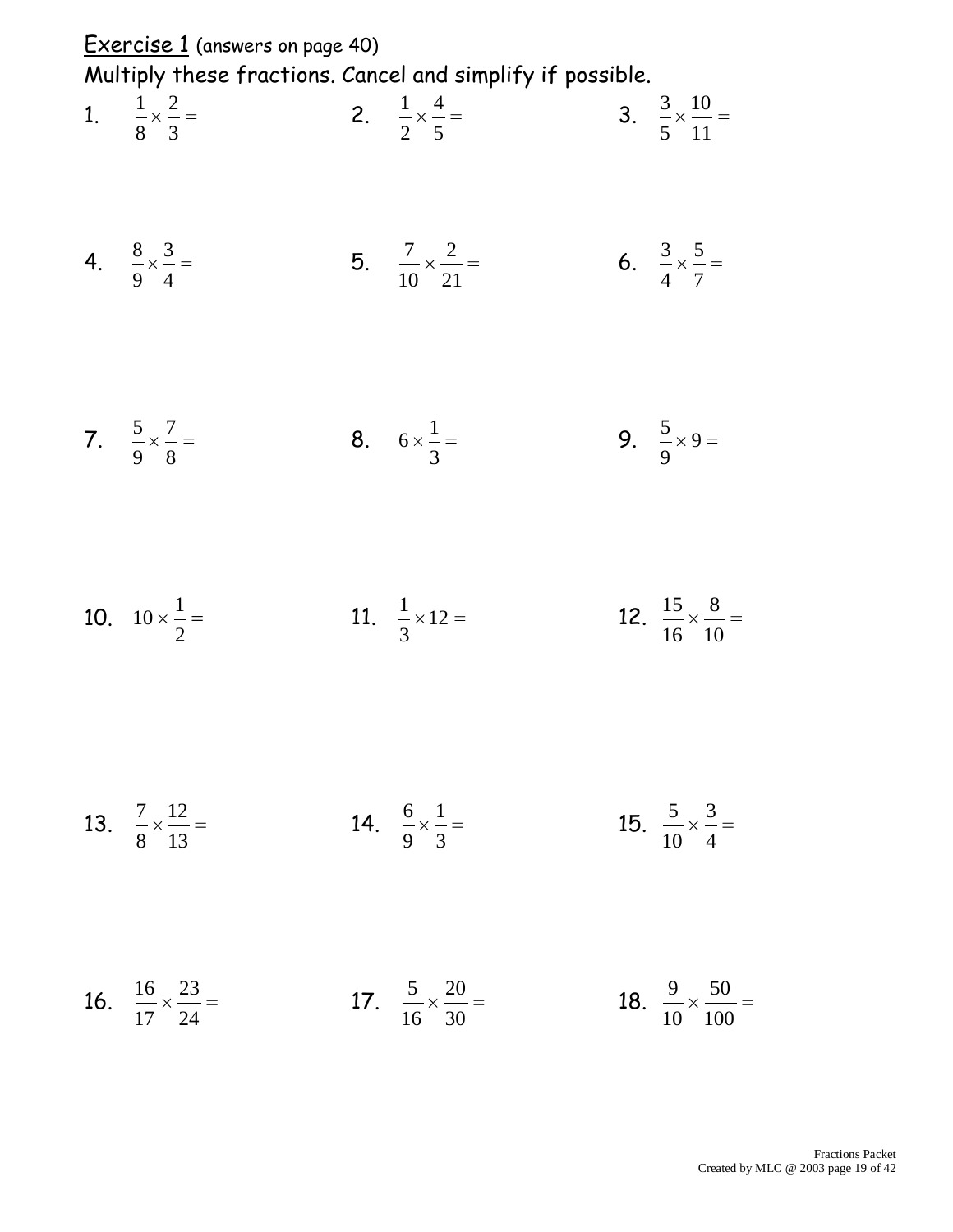Exercise 1 (answers on page 40)

Multiply these fractions. Cancel and simplify if possible.

1. $\frac{1}{8} \times \frac{2}{3} =$

2. $\frac{1}{2} \times \frac{4}{5} =$

3. $\frac{3}{5} \times \frac{10}{11} =$

4. $\frac{8}{9} \times \frac{3}{4} =$

5. $\frac{7}{10} \times \frac{2}{21} =$

6. $\frac{3}{4} \times \frac{5}{7} =$

7. $\frac{5}{9} \times \frac{7}{8} =$

8. $6 \times \frac{1}{3} =$

9. $\frac{5}{9} \times 9 =$

10. $10 \times \frac{1}{2} =$

11. $\frac{1}{3} \times 12 =$

12. $\frac{15}{16} \times \frac{8}{10} =$

13. $\frac{7}{8} \times \frac{12}{13} =$

14. $\frac{6}{9} \times \frac{1}{3} =$

15. $\frac{5}{10} \times \frac{3}{4} =$

16. $\frac{16}{17} \times \frac{23}{24} =$

17. $\frac{5}{16} \times \frac{20}{30} =$

18. $\frac{9}{10} \times \frac{50}{100} =$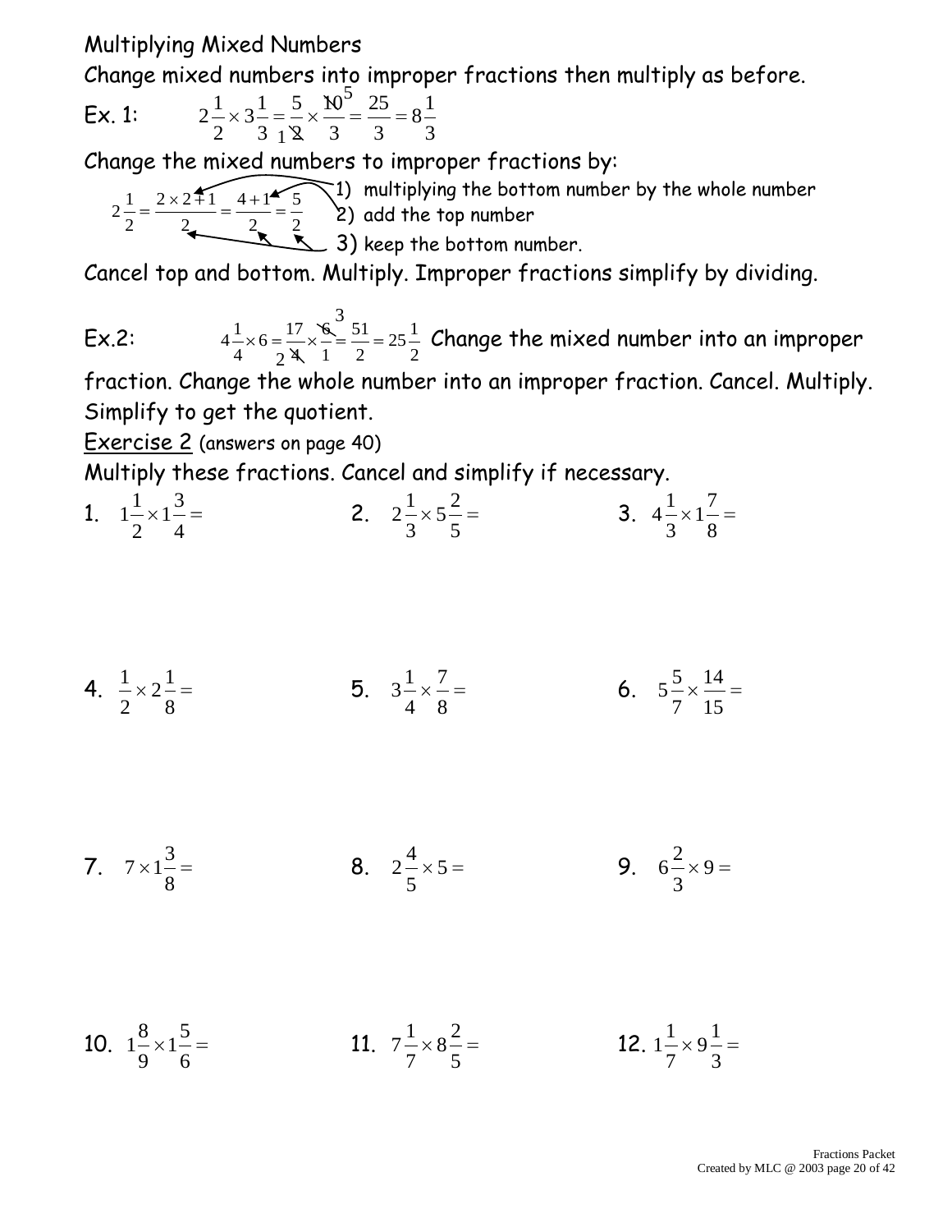Multiplying Mixed Numbers

Change mixed numbers into improper fractions then multiply as before.

Ex. 1: $2\frac{1}{2} \times 3\frac{1}{3} = \frac{5}{\cancel{2}_1} \times \frac{\cancel{10}^5}{3} = \frac{25}{3} = 8\frac{1}{3}$

Change the mixed numbers to improper fractions by:

$2\frac{1}{2} = \frac{2 \times 2 + 1}{2} = \frac{4+1}{2} = \frac{5}{2}$

1) multiplying the bottom number by the whole number
2) add the top number
3) keep the bottom number.

Cancel top and bottom. Multiply. Improper fractions simplify by dividing.

Ex.2: $4\frac{1}{4} \times 6 = \frac{17}{\cancel{4}_2} \times \frac{\cancel{6}^3}{1} = \frac{51}{2} = 25\frac{1}{2}$ Change the mixed number into an improper fraction. Change the whole number into an improper fraction. Cancel. Multiply. Simplify to get the quotient.

<u>Exercise 2</u> (answers on page 40)

Multiply these fractions. Cancel and simplify if necessary.

1. $1\frac{1}{2} \times 1\frac{3}{4} =$
2. $2\frac{1}{3} \times 5\frac{2}{5} =$
3. $4\frac{1}{3} \times 1\frac{7}{8} =$
4. $\frac{1}{2} \times 2\frac{1}{8} =$
5. $3\frac{1}{4} \times \frac{7}{8} =$
6. $5\frac{5}{7} \times \frac{14}{15} =$
7. $7 \times 1\frac{3}{8} =$
8. $2\frac{4}{5} \times 5 =$
9. $6\frac{2}{3} \times 9 =$
10. $1\frac{8}{9} \times 1\frac{5}{6} =$
11. $7\frac{1}{7} \times 8\frac{2}{5} =$
12. $1\frac{1}{7} \times 9\frac{1}{3} =$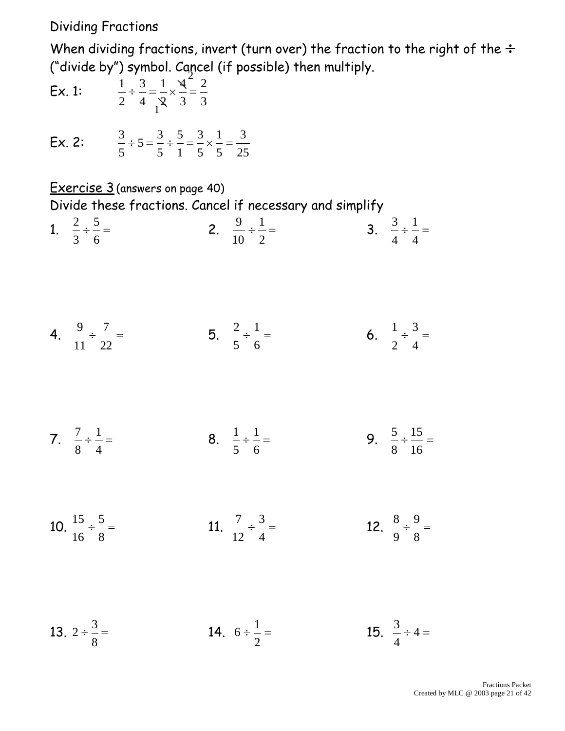# Dividing Fractions

When dividing fractions, invert (turn over) the fraction to the right of the ÷ ("divide by") symbol. Cancel (if possible) then multiply.

Ex. 1: $\frac{1}{2} \div \frac{3}{4} = \frac{1}{\cancel{2}_1} \times \frac{\cancel{4}^2}{3} = \frac{2}{3}$

Ex. 2: $\frac{3}{5} \div 5 = \frac{3}{5} \div \frac{5}{1} = \frac{3}{5} \times \frac{1}{5} = \frac{3}{25}$

## Exercise 3 (answers on page 40)

Divide these fractions. Cancel if necessary and simplify

1. $\frac{2}{3} \div \frac{5}{6} =$
2. $\frac{9}{10} \div \frac{1}{2} =$
3. $\frac{3}{4} \div \frac{1}{4} =$
4. $\frac{9}{11} \div \frac{7}{22} =$
5. $\frac{2}{5} \div \frac{1}{6} =$
6. $\frac{1}{2} \div \frac{3}{4} =$
7. $\frac{7}{8} \div \frac{1}{4} =$
8. $\frac{1}{5} \div \frac{1}{6} =$
9. $\frac{5}{8} \div \frac{15}{16} =$
10. $\frac{15}{16} \div \frac{5}{8} =$
11. $\frac{7}{12} \div \frac{3}{4} =$
12. $\frac{8}{9} \div \frac{9}{8} =$
13. $2 \div \frac{3}{8} =$
14. $6 \div \frac{1}{2} =$
15. $\frac{3}{4} \div 4 =$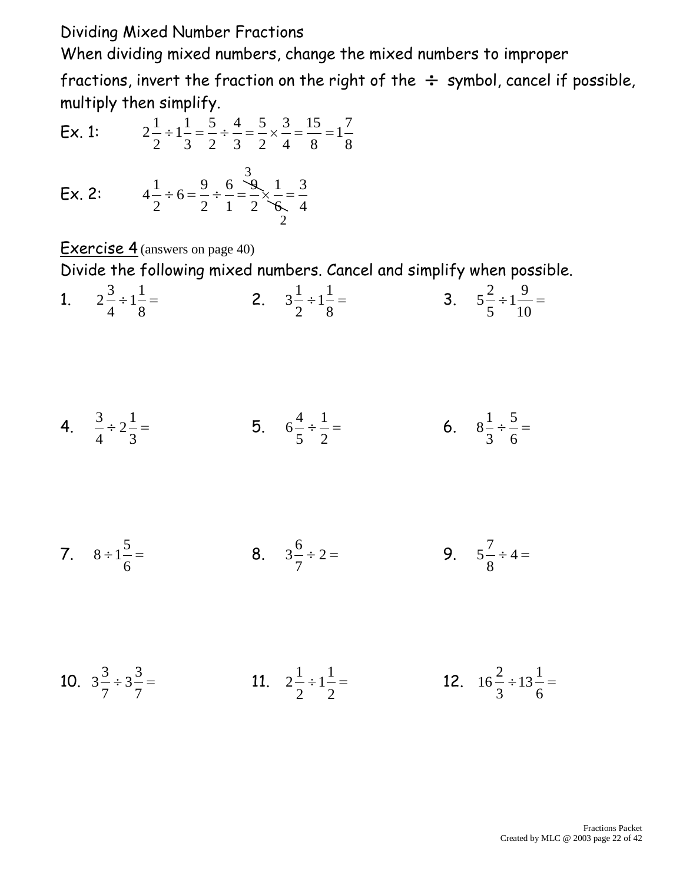# Dividing Mixed Number Fractions

When dividing mixed numbers, change the mixed numbers to improper fractions, invert the fraction on the right of the $\div$ symbol, cancel if possible, multiply then simplify.

Ex. 1: $2\frac{1}{2} \div 1\frac{1}{3} = \frac{5}{2} \div \frac{4}{3} = \frac{5}{2} \times \frac{3}{4} = \frac{15}{8} = 1\frac{7}{8}$

Ex. 2: $4\frac{1}{2} \div 6 = \frac{9}{2} \div \frac{6}{1} = \frac{\overset{3}{\cancel{9}}}{2} \times \frac{1}{\underset{2}{\cancel{6}}} = \frac{3}{4}$

## Exercise 4 (answers on page 40)

Divide the following mixed numbers. Cancel and simplify when possible.

1. $2\frac{3}{4} \div 1\frac{1}{8} =$

2. $3\frac{1}{2} \div 1\frac{1}{8} =$

3. $5\frac{2}{5} \div 1\frac{9}{10} =$

4. $\frac{3}{4} \div 2\frac{1}{3} =$

5. $6\frac{4}{5} \div \frac{1}{2} =$

6. $8\frac{1}{3} \div \frac{5}{6} =$

7. $8 \div 1\frac{5}{6} =$

8. $3\frac{6}{7} \div 2 =$

9. $5\frac{7}{8} \div 4 =$

10. $3\frac{3}{7} \div 3\frac{3}{7} =$

11. $2\frac{1}{2} \div 1\frac{1}{2} =$

12. $16\frac{2}{3} \div 13\frac{1}{6} =$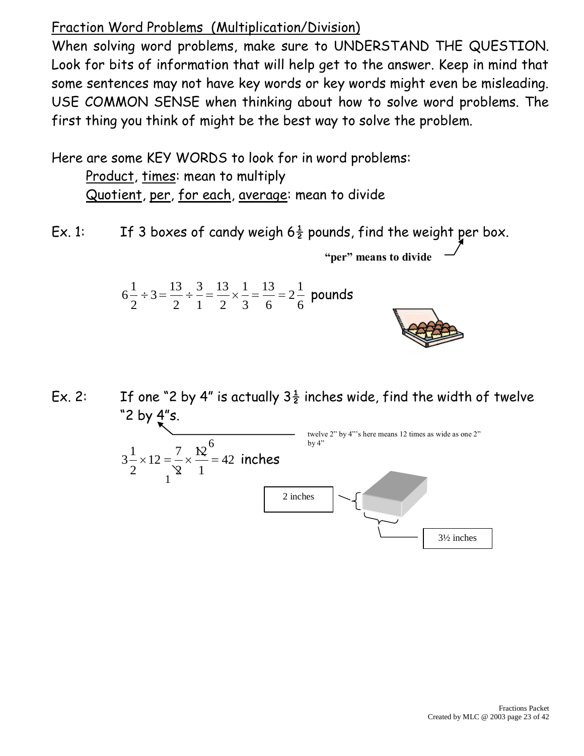## Fraction Word Problems (Multiplication/Division)

When solving word problems, make sure to UNDERSTAND THE QUESTION. Look for bits of information that will help get to the answer. Keep in mind that some sentences may not have key words or key words might even be misleading. USE COMMON SENSE when thinking about how to solve word problems. The first thing you think of might be the best way to solve the problem.

Here are some KEY WORDS to look for in word problems:

- Product, times: mean to multiply
- Quotient, per, for each, average: mean to divide

Ex. 1: If 3 boxes of candy weigh $6\frac{1}{2}$ pounds, find the weight per box.

**"per" means to divide**

$$6\frac{1}{2} \div 3 = \frac{13}{2} \div \frac{3}{1} = \frac{13}{2} \times \frac{1}{3} = \frac{13}{6} = 2\frac{1}{6} \text{ pounds}$$

Ex. 2: If one "2 by 4" is actually $3\frac{1}{2}$ inches wide, find the width of twelve "2 by 4"s.

twelve 2" by 4"'s here means 12 times as wide as one 2" by 4"

$$3\frac{1}{2} \times 12 = \frac{7}{\cancel{2}_1} \times \frac{\cancel{12}^6}{1} = 42 \text{ inches}$$

2 inches

3½ inches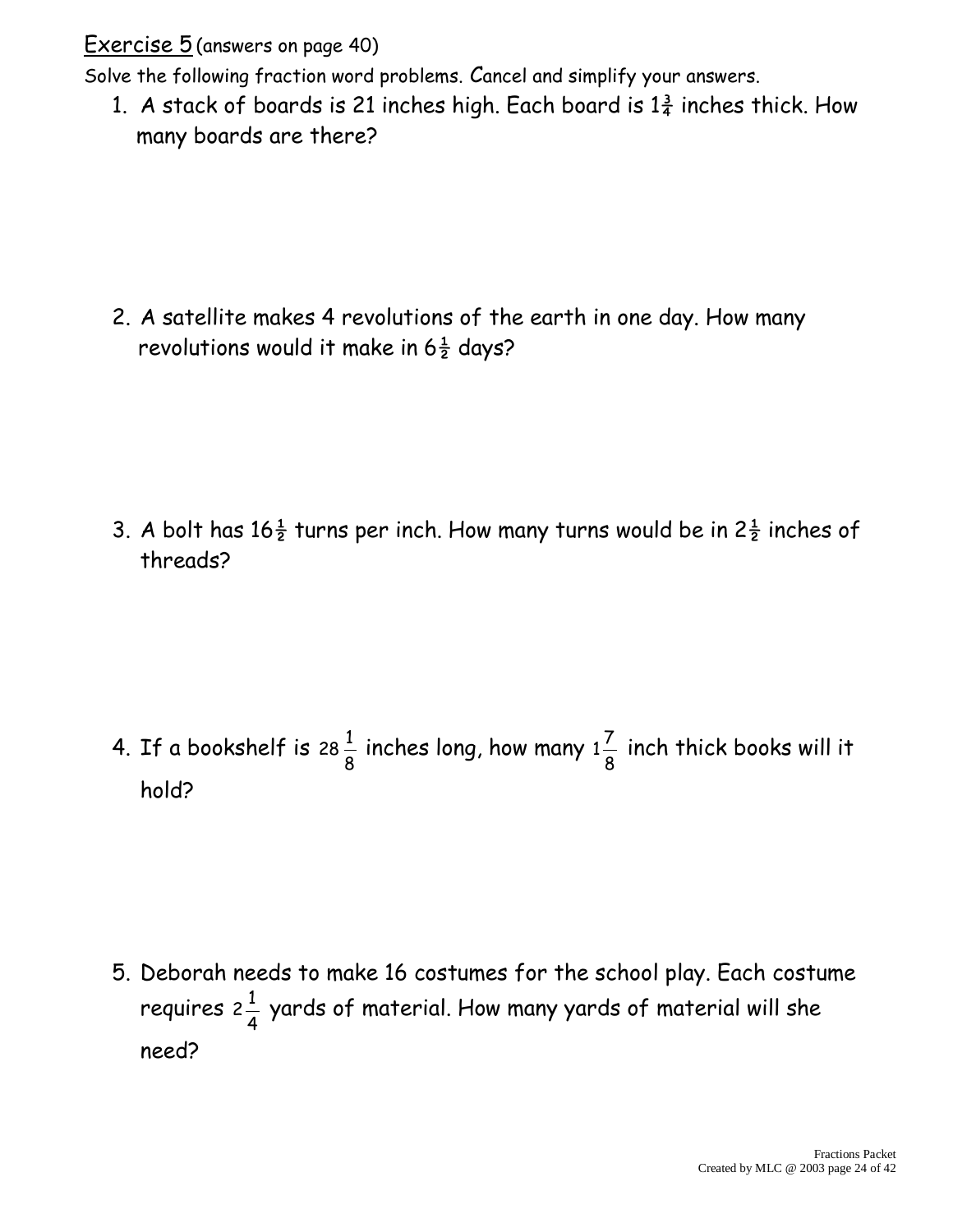Exercise 5 (answers on page 40)

Solve the following fraction word problems. Cancel and simplify your answers.

1. A stack of boards is 21 inches high. Each board is $1\frac{3}{4}$ inches thick. How many boards are there?

2. A satellite makes 4 revolutions of the earth in one day. How many revolutions would it make in $6\frac{1}{2}$ days?

3. A bolt has $16\frac{1}{2}$ turns per inch. How many turns would be in $2\frac{1}{2}$ inches of threads?

4. If a bookshelf is $28\frac{1}{8}$ inches long, how many $1\frac{7}{8}$ inch thick books will it hold?

5. Deborah needs to make 16 costumes for the school play. Each costume requires $2\frac{1}{4}$ yards of material. How many yards of material will she need?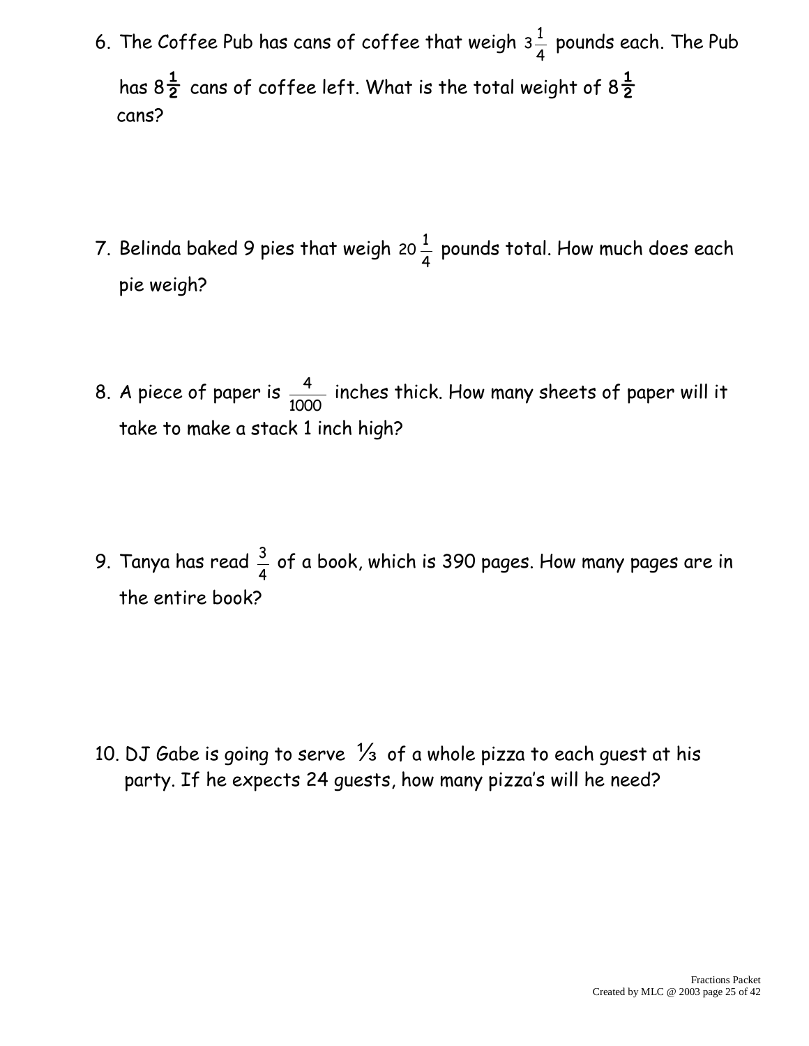6. The Coffee Pub has cans of coffee that weigh $3\frac{1}{4}$ pounds each. The Pub has $8\frac{1}{2}$ cans of coffee left. What is the total weight of $8\frac{1}{2}$ cans?

7. Belinda baked 9 pies that weigh $20\frac{1}{4}$ pounds total. How much does each pie weigh?

8. A piece of paper is $\frac{4}{1000}$ inches thick. How many sheets of paper will it take to make a stack 1 inch high?

9. Tanya has read $\frac{3}{4}$ of a book, which is 390 pages. How many pages are in the entire book?

10. DJ Gabe is going to serve $\frac{1}{3}$ of a whole pizza to each guest at his party. If he expects 24 guests, how many pizza's will he need?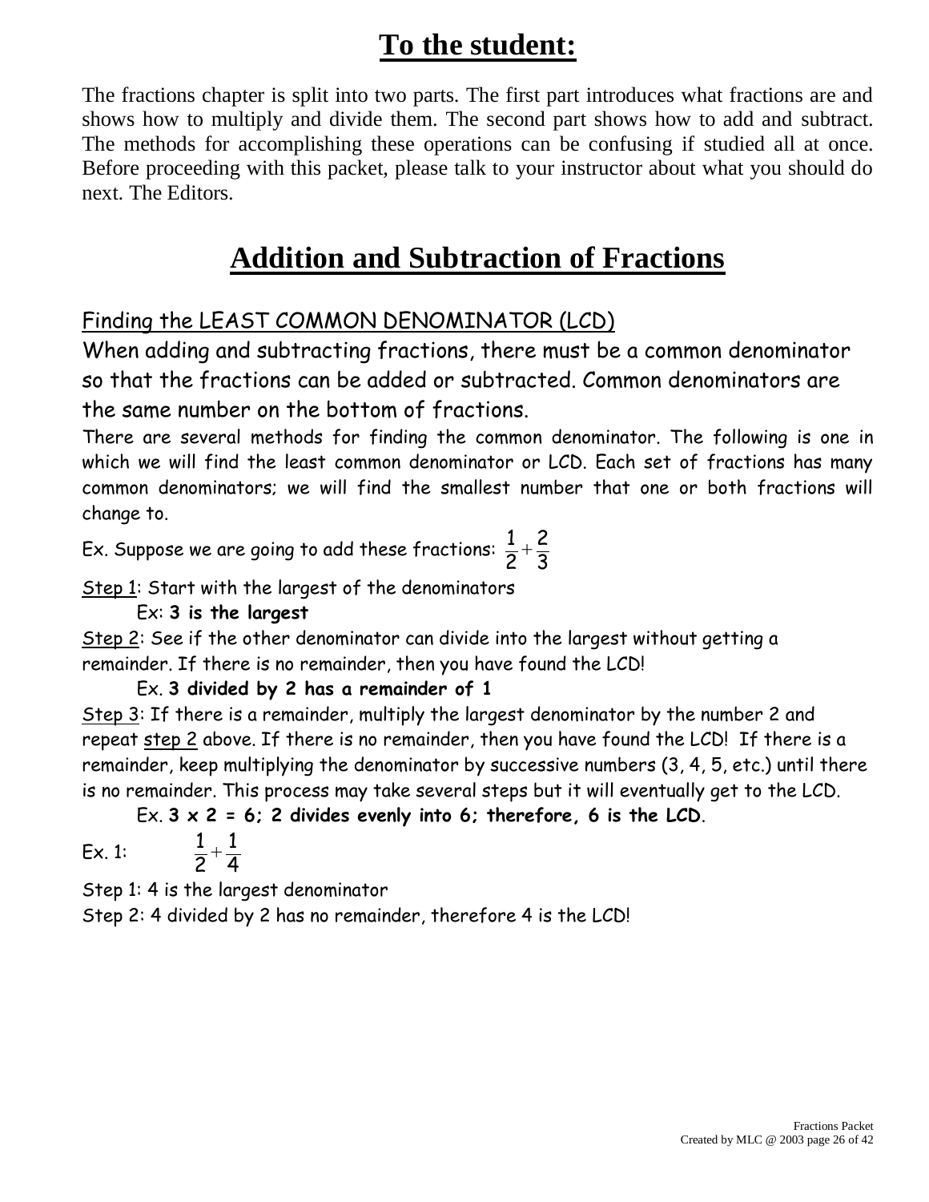# To the student:

The fractions chapter is split into two parts. The first part introduces what fractions are and shows how to multiply and divide them. The second part shows how to add and subtract. The methods for accomplishing these operations can be confusing if studied all at once. Before proceeding with this packet, please talk to your instructor about what you should do next. The Editors.

# Addition and Subtraction of Fractions

## Finding the LEAST COMMON DENOMINATOR (LCD)

When adding and subtracting fractions, there must be a common denominator so that the fractions can be added or subtracted. Common denominators are the same number on the bottom of fractions.

There are several methods for finding the common denominator. The following is one in which we will find the least common denominator or LCD. Each set of fractions has many common denominators; we will find the smallest number that one or both fractions will change to.

Ex. Suppose we are going to add these fractions: $\frac{1}{2}+\frac{2}{3}$

Step 1: Start with the largest of the denominators

Ex: **3 is the largest**

Step 2: See if the other denominator can divide into the largest without getting a remainder. If there is no remainder, then you have found the LCD!

Ex. **3 divided by 2 has a remainder of 1**

Step 3: If there is a remainder, multiply the largest denominator by the number 2 and repeat step 2 above. If there is no remainder, then you have found the LCD! If there is a remainder, keep multiplying the denominator by successive numbers (3, 4, 5, etc.) until there is no remainder. This process may take several steps but it will eventually get to the LCD.

Ex. **3 x 2 = 6; 2 divides evenly into 6; therefore, 6 is the LCD**.

Ex. 1: $\frac{1}{2}+\frac{1}{4}$

Step 1: 4 is the largest denominator

Step 2: 4 divided by 2 has no remainder, therefore 4 is the LCD!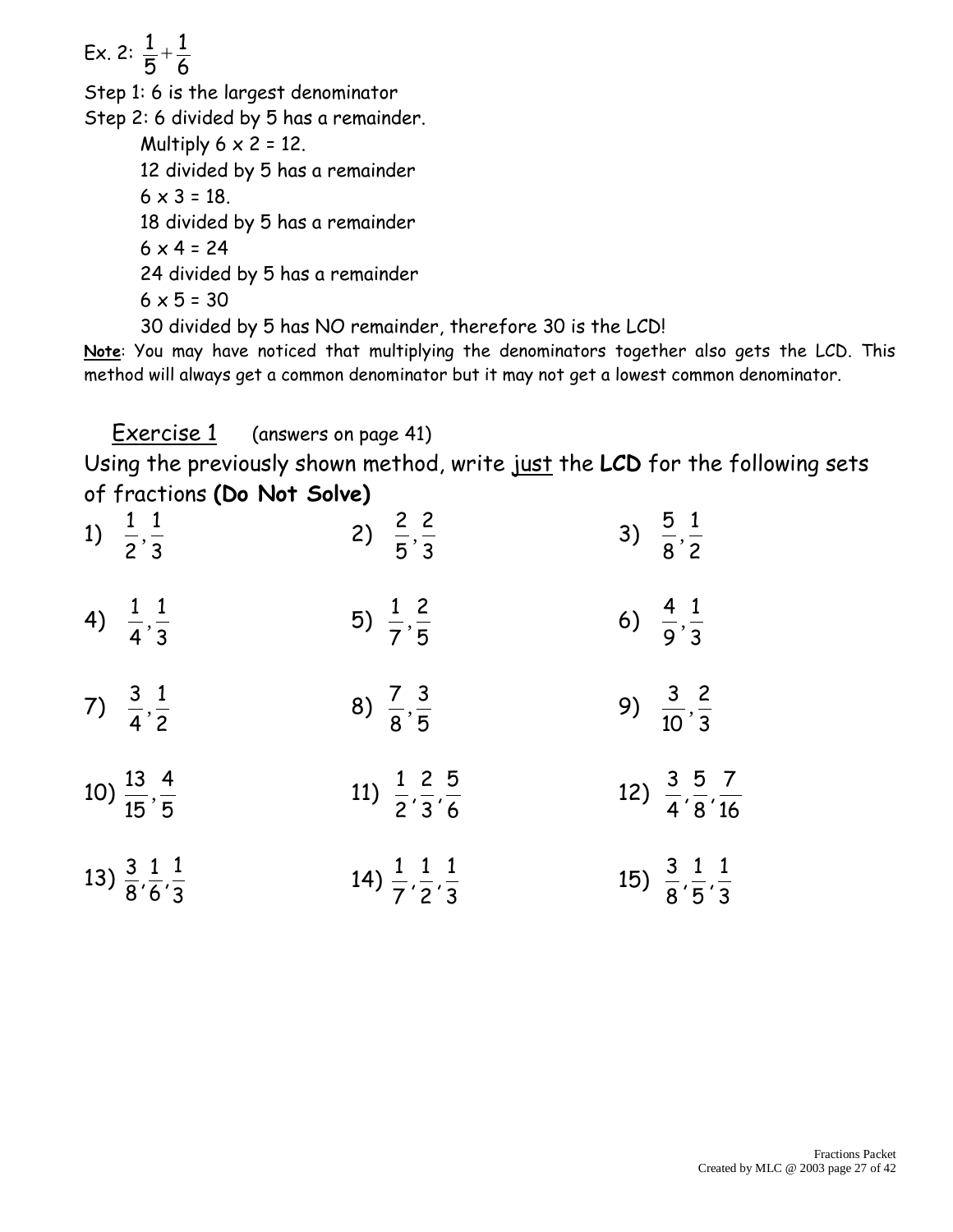Ex. 2: $\frac{1}{5}+\frac{1}{6}$

Step 1: 6 is the largest denominator

Step 2: 6 divided by 5 has a remainder.

Multiply 6 x 2 = 12.

12 divided by 5 has a remainder

6 x 3 = 18.

18 divided by 5 has a remainder

6 x 4 = 24

24 divided by 5 has a remainder

6 x 5 = 30

30 divided by 5 has NO remainder, therefore 30 is the LCD!

**Note**: You may have noticed that multiplying the denominators together also gets the LCD. This method will always get a common denominator but it may not get a lowest common denominator.

## Exercise 1 (answers on page 41)

Using the previously shown method, write just the **LCD** for the following sets of fractions **(Do Not Solve)**

1) $\frac{1}{2},\frac{1}{3}$

2) $\frac{2}{5},\frac{2}{3}$

3) $\frac{5}{8},\frac{1}{2}$

4) $\frac{1}{4},\frac{1}{3}$

5) $\frac{1}{7},\frac{2}{5}$

6) $\frac{4}{9},\frac{1}{3}$

7) $\frac{3}{4},\frac{1}{2}$

8) $\frac{7}{8},\frac{3}{5}$

9) $\frac{3}{10},\frac{2}{3}$

10) $\frac{13}{15},\frac{4}{5}$

11) $\frac{1}{2},\frac{2}{3},\frac{5}{6}$

12) $\frac{3}{4},\frac{5}{8},\frac{7}{16}$

13) $\frac{3}{8},\frac{1}{6},\frac{1}{3}$

14) $\frac{1}{7},\frac{1}{2},\frac{1}{3}$

15) $\frac{3}{8},\frac{1}{5},\frac{1}{3}$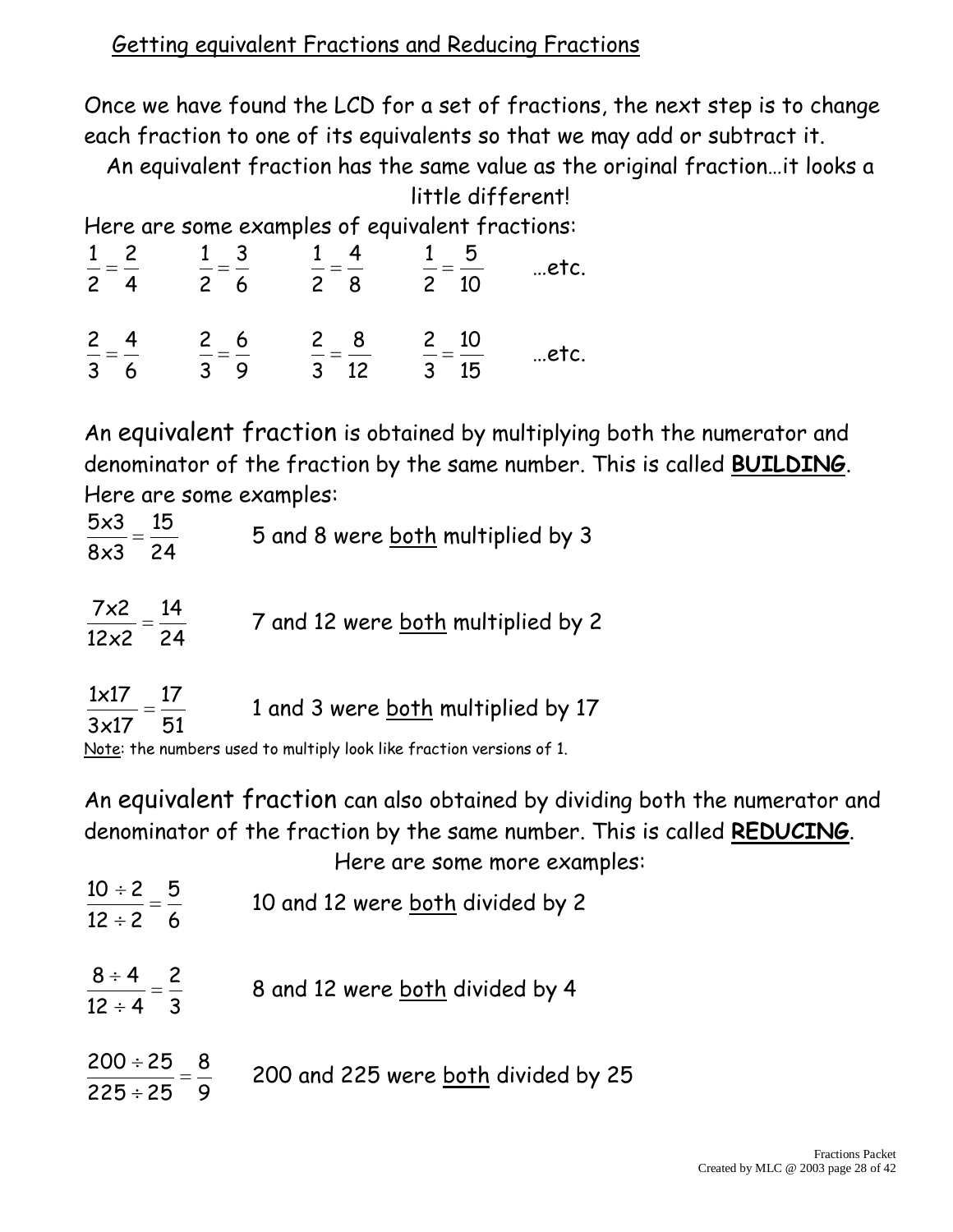## Getting equivalent Fractions and Reducing Fractions

Once we have found the LCD for a set of fractions, the next step is to change each fraction to one of its equivalents so that we may add or subtract it.

An equivalent fraction has the same value as the original fraction…it looks a little different!

Here are some examples of equivalent fractions:

$\frac{1}{2} = \frac{2}{4}$ $\frac{1}{2} = \frac{3}{6}$ $\frac{1}{2} = \frac{4}{8}$ $\frac{1}{2} = \frac{5}{10}$ …etc.

$\frac{2}{3} = \frac{4}{6}$ $\frac{2}{3} = \frac{6}{9}$ $\frac{2}{3} = \frac{8}{12}$ $\frac{2}{3} = \frac{10}{15}$ …etc.

An equivalent fraction is obtained by multiplying both the numerator and denominator of the fraction by the same number. This is called **BUILDING**. Here are some examples:

$\frac{5 \times 3}{8 \times 3} = \frac{15}{24}$ 5 and 8 were both multiplied by 3

$\frac{7 \times 2}{12 \times 2} = \frac{14}{24}$ 7 and 12 were both multiplied by 2

$\frac{1 \times 17}{3 \times 17} = \frac{17}{51}$ 1 and 3 were both multiplied by 17

Note: the numbers used to multiply look like fraction versions of 1.

An equivalent fraction can also obtained by dividing both the numerator and denominator of the fraction by the same number. This is called **REDUCING**.

Here are some more examples:

$\frac{10 \div 2}{12 \div 2} = \frac{5}{6}$ 10 and 12 were both divided by 2

$\frac{8 \div 4}{12 \div 4} = \frac{2}{3}$ 8 and 12 were both divided by 4

$\frac{200 \div 25}{225 \div 25} = \frac{8}{9}$ 200 and 225 were both divided by 25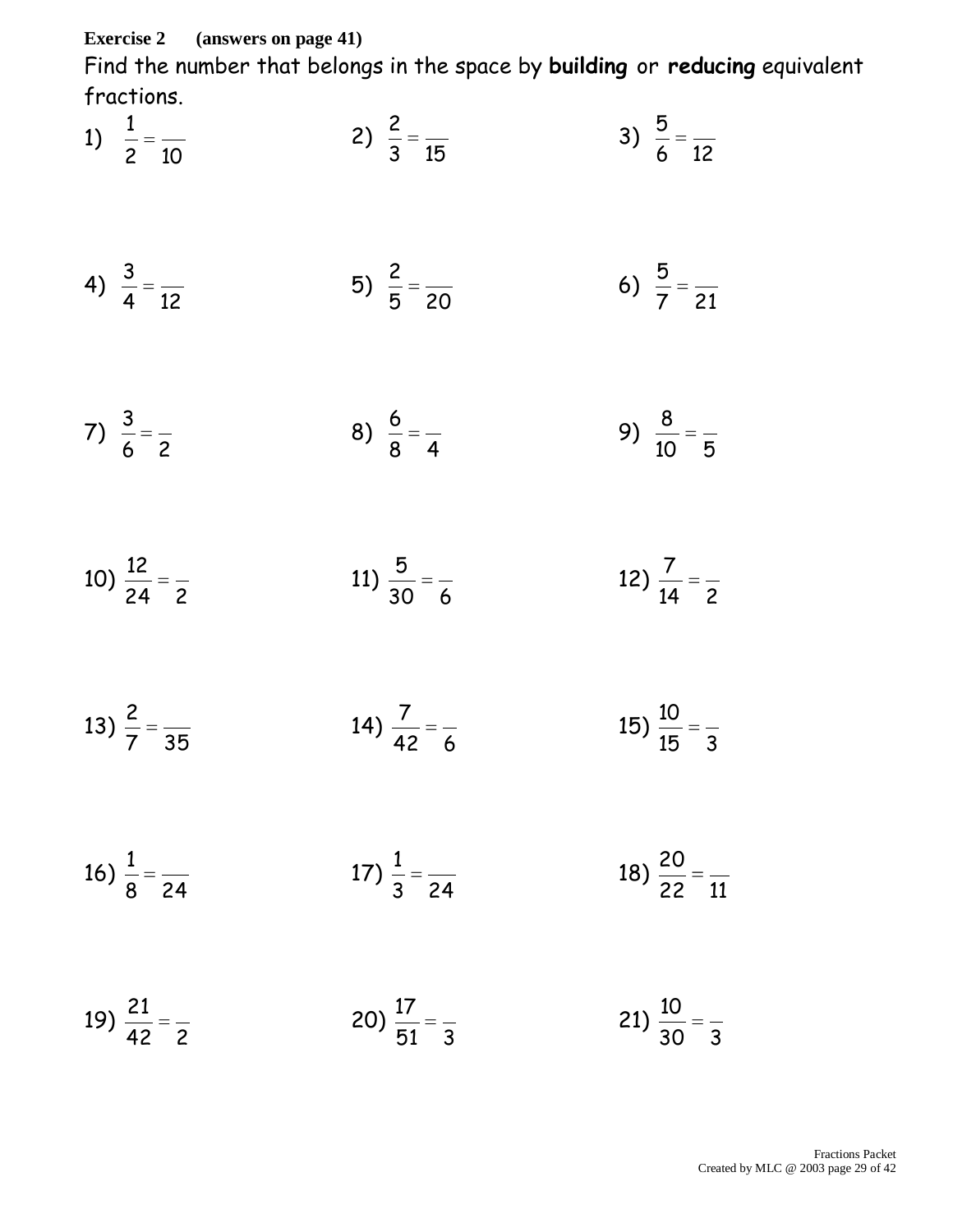**Exercise 2 (answers on page 41)**

Find the number that belongs in the space by **building** or **reducing** equivalent fractions.

1) $\frac{1}{2} = \frac{\phantom{0}}{10}$

2) $\frac{2}{3} = \frac{\phantom{0}}{15}$

3) $\frac{5}{6} = \frac{\phantom{0}}{12}$

4) $\frac{3}{4} = \frac{\phantom{0}}{12}$

5) $\frac{2}{5} = \frac{\phantom{0}}{20}$

6) $\frac{5}{7} = \frac{\phantom{0}}{21}$

7) $\frac{3}{6} = \frac{\phantom{0}}{2}$

8) $\frac{6}{8} = \frac{\phantom{0}}{4}$

9) $\frac{8}{10} = \frac{\phantom{0}}{5}$

10) $\frac{12}{24} = \frac{\phantom{0}}{2}$

11) $\frac{5}{30} = \frac{\phantom{0}}{6}$

12) $\frac{7}{14} = \frac{\phantom{0}}{2}$

13) $\frac{2}{7} = \frac{\phantom{0}}{35}$

14) $\frac{7}{42} = \frac{\phantom{0}}{6}$

15) $\frac{10}{15} = \frac{\phantom{0}}{3}$

16) $\frac{1}{8} = \frac{\phantom{0}}{24}$

17) $\frac{1}{3} = \frac{\phantom{0}}{24}$

18) $\frac{20}{22} = \frac{\phantom{0}}{11}$

19) $\frac{21}{42} = \frac{\phantom{0}}{2}$

20) $\frac{17}{51} = \frac{\phantom{0}}{3}$

21) $\frac{10}{30} = \frac{\phantom{0}}{3}$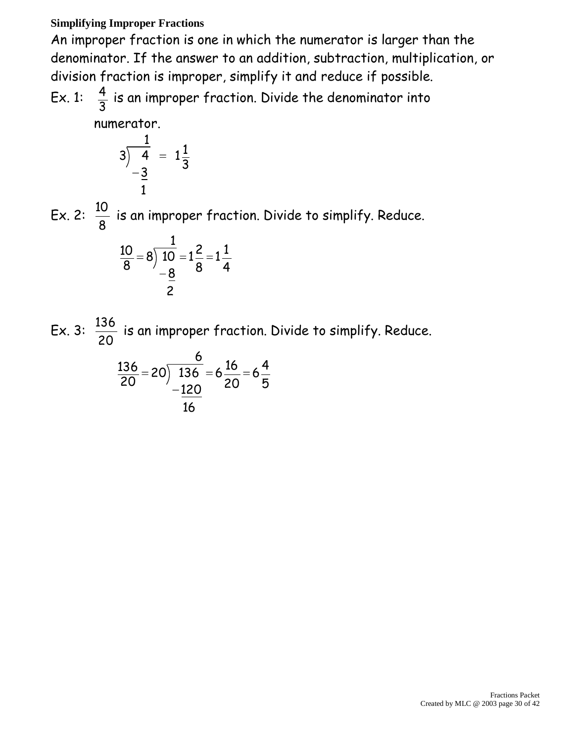**Simplifying Improper Fractions**

An improper fraction is one in which the numerator is larger than the denominator. If the answer to an addition, subtraction, multiplication, or division fraction is improper, simplify it and reduce if possible.

Ex. 1: $\frac{4}{3}$ is an improper fraction. Divide the denominator into numerator.

$$3\overline{)\ 4}^{\,1} \qquad \begin{array}{r} 4 \\ -3 \\ \hline 1 \end{array} \quad = 1\frac{1}{3}$$

Ex. 2: $\frac{10}{8}$ is an improper fraction. Divide to simplify. Reduce.

$$\frac{10}{8} = 8\overline{)\ 10}^{\,1} \qquad \begin{array}{r} 10 \\ -8 \\ \hline 2 \end{array} \quad = 1\frac{2}{8} = 1\frac{1}{4}$$

Ex. 3: $\frac{136}{20}$ is an improper fraction. Divide to simplify. Reduce.

$$\frac{136}{20} = 20\overline{)\ 136}^{\,6} \qquad \begin{array}{r} 136 \\ -120 \\ \hline 16 \end{array} \quad = 6\frac{16}{20} = 6\frac{4}{5}$$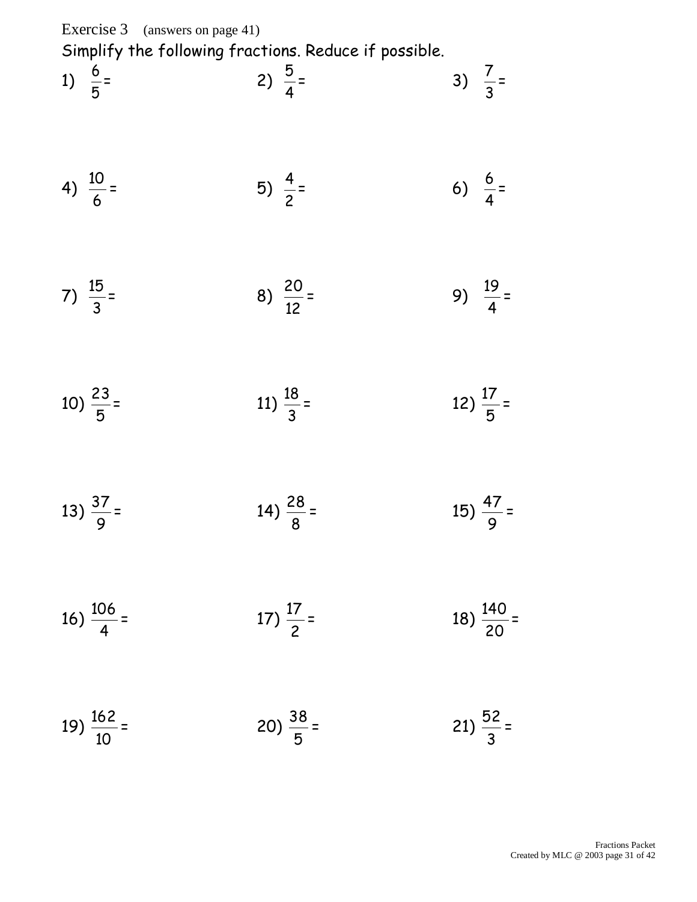Exercise 3 (answers on page 41)

Simplify the following fractions. Reduce if possible.

1) $\frac{6}{5} =$

2) $\frac{5}{4} =$

3) $\frac{7}{3} =$

4) $\frac{10}{6} =$

5) $\frac{4}{2} =$

6) $\frac{6}{4} =$

7) $\frac{15}{3} =$

8) $\frac{20}{12} =$

9) $\frac{19}{4} =$

10) $\frac{23}{5} =$

11) $\frac{18}{3} =$

12) $\frac{17}{5} =$

13) $\frac{37}{9} =$

14) $\frac{28}{8} =$

15) $\frac{47}{9} =$

16) $\frac{106}{4} =$

17) $\frac{17}{2} =$

18) $\frac{140}{20} =$

19) $\frac{162}{10} =$

20) $\frac{38}{5} =$

21) $\frac{52}{3} =$

Fractions Packet
Created by MLC @ 2003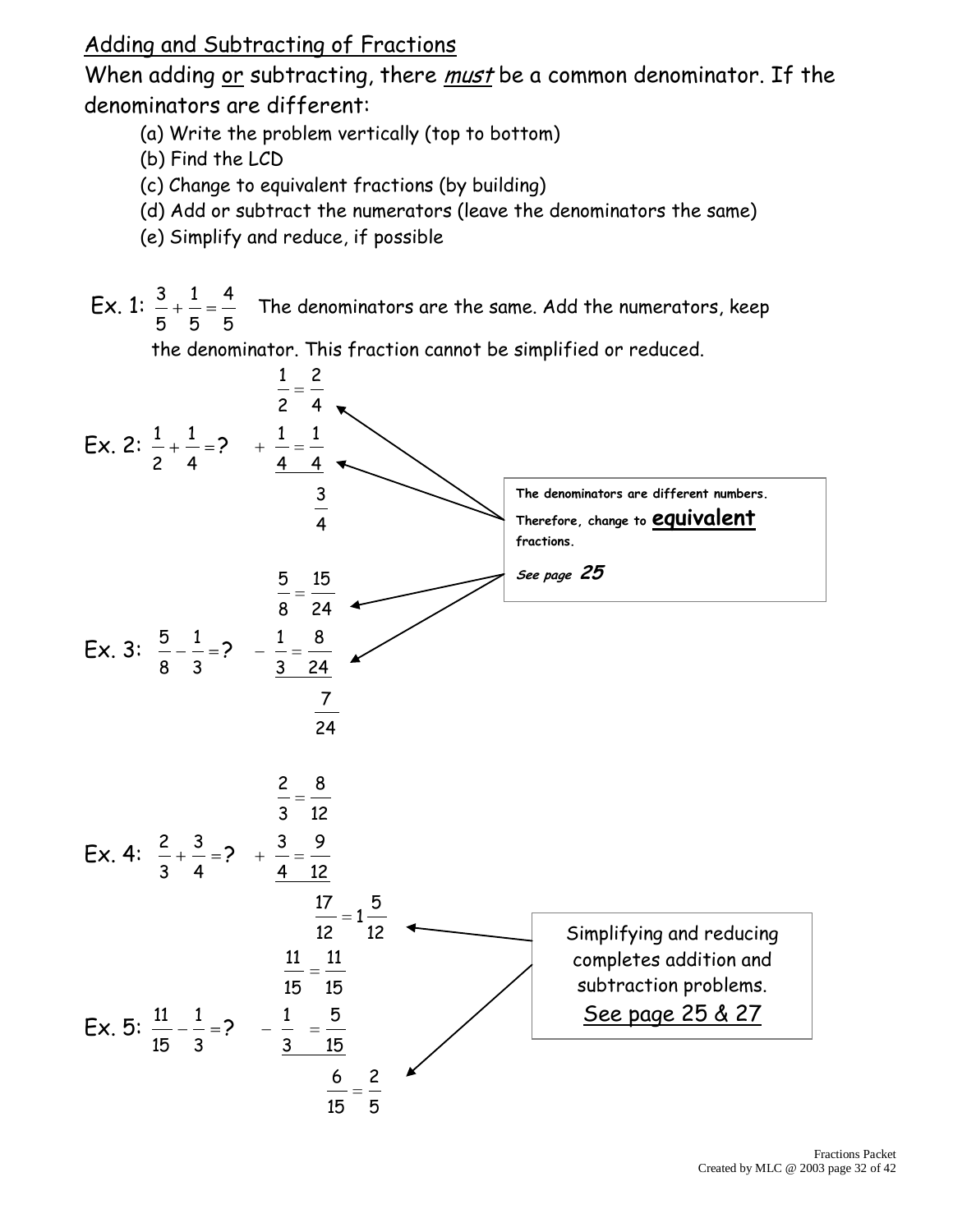## Adding and Subtracting of Fractions

When adding or subtracting, there *must* be a common denominator. If the denominators are different:

(a) Write the problem vertically (top to bottom)
(b) Find the LCD
(c) Change to equivalent fractions (by building)
(d) Add or subtract the numerators (leave the denominators the same)
(e) Simplify and reduce, if possible

Ex. 1: $\frac{3}{5} + \frac{1}{5} = \frac{4}{5}$ The denominators are the same. Add the numerators, keep the denominator. This fraction cannot be simplified or reduced.

Ex. 2: $\frac{1}{2} + \frac{1}{4} = ?$

$$\begin{array}{r} \frac{1}{2} = \frac{2}{4} \\ + \frac{1}{4} = \frac{1}{4} \\ \hline \frac{3}{4} \end{array}$$

Ex. 3: $\frac{5}{8} - \frac{1}{3} = ?$

$$\begin{array}{r} \frac{5}{8} = \frac{15}{24} \\ - \frac{1}{3} = \frac{8}{24} \\ \hline \frac{7}{24} \end{array}$$

**The denominators are different numbers. Therefore, change to equivalent fractions.**

***See page 25***

Ex. 4: $\frac{2}{3} + \frac{3}{4} = ?$

$$\begin{array}{r} \frac{2}{3} = \frac{8}{12} \\ + \frac{3}{4} = \frac{9}{12} \\ \hline \frac{17}{12} = 1\frac{5}{12} \end{array}$$

Ex. 5: $\frac{11}{15} - \frac{1}{3} = ?$

$$\begin{array}{r} \frac{11}{15} = \frac{11}{15} \\ - \frac{1}{3} = \frac{5}{15} \\ \hline \frac{6}{15} = \frac{2}{5} \end{array}$$

Simplifying and reducing completes addition and subtraction problems.
See page 25 & 27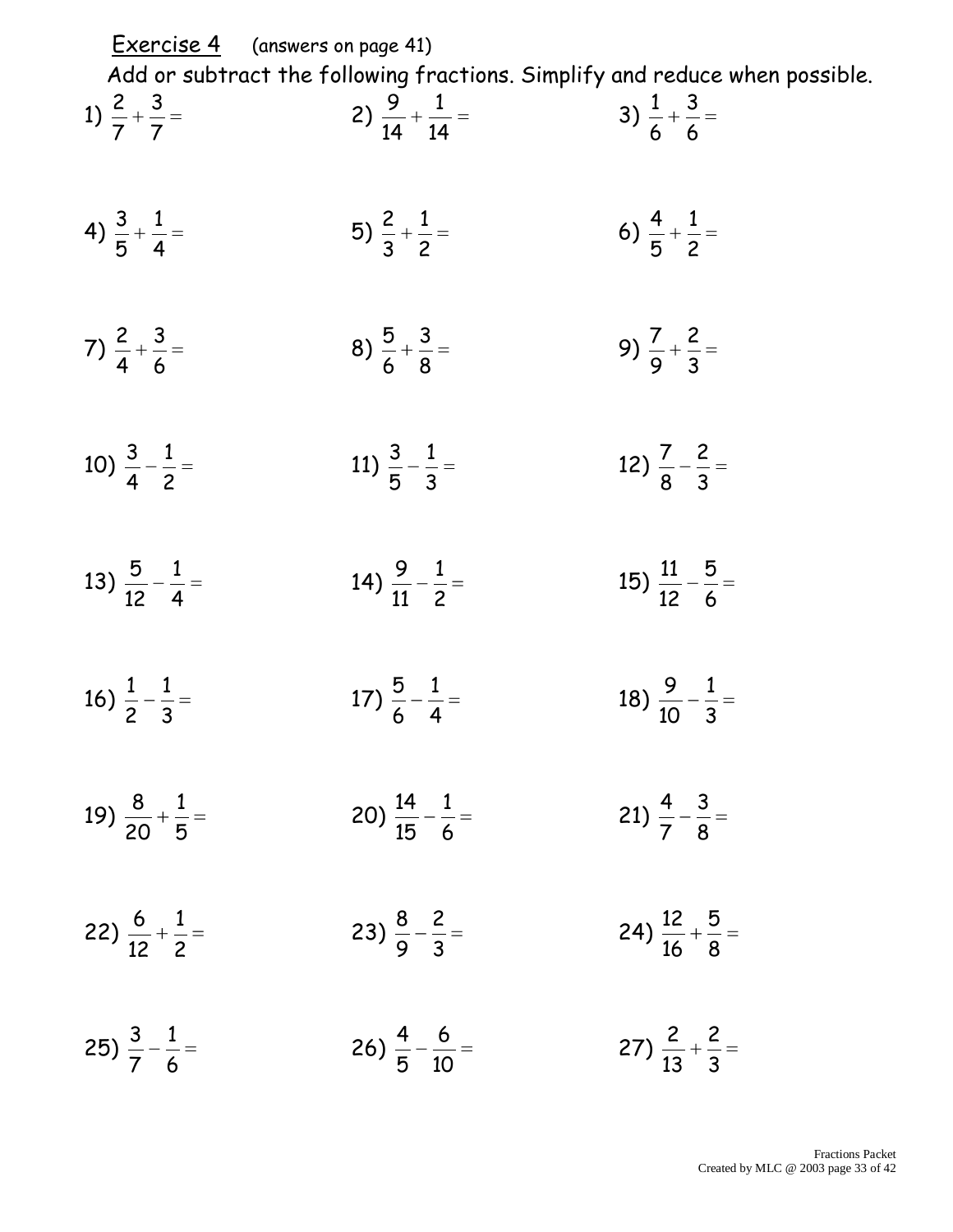<u>Exercise 4</u> (answers on page 41)

Add or subtract the following fractions. Simplify and reduce when possible.

1) $\frac{2}{7}+\frac{3}{7}=$

2) $\frac{9}{14}+\frac{1}{14}=$

3) $\frac{1}{6}+\frac{3}{6}=$

4) $\frac{3}{5}+\frac{1}{4}=$

5) $\frac{2}{3}+\frac{1}{2}=$

6) $\frac{4}{5}+\frac{1}{2}=$

7) $\frac{2}{4}+\frac{3}{6}=$

8) $\frac{5}{6}+\frac{3}{8}=$

9) $\frac{7}{9}+\frac{2}{3}=$

10) $\frac{3}{4}-\frac{1}{2}=$

11) $\frac{3}{5}-\frac{1}{3}=$

12) $\frac{7}{8}-\frac{2}{3}=$

13) $\frac{5}{12}-\frac{1}{4}=$

14) $\frac{9}{11}-\frac{1}{2}=$

15) $\frac{11}{12}-\frac{5}{6}=$

16) $\frac{1}{2}-\frac{1}{3}=$

17) $\frac{5}{6}-\frac{1}{4}=$

18) $\frac{9}{10}-\frac{1}{3}=$

19) $\frac{8}{20}+\frac{1}{5}=$

20) $\frac{14}{15}-\frac{1}{6}=$

21) $\frac{4}{7}-\frac{3}{8}=$

22) $\frac{6}{12}+\frac{1}{2}=$

23) $\frac{8}{9}-\frac{2}{3}=$

24) $\frac{12}{16}+\frac{5}{8}=$

25) $\frac{3}{7}-\frac{1}{6}=$

26) $\frac{4}{5}-\frac{6}{10}=$

27) $\frac{2}{13}+\frac{2}{3}=$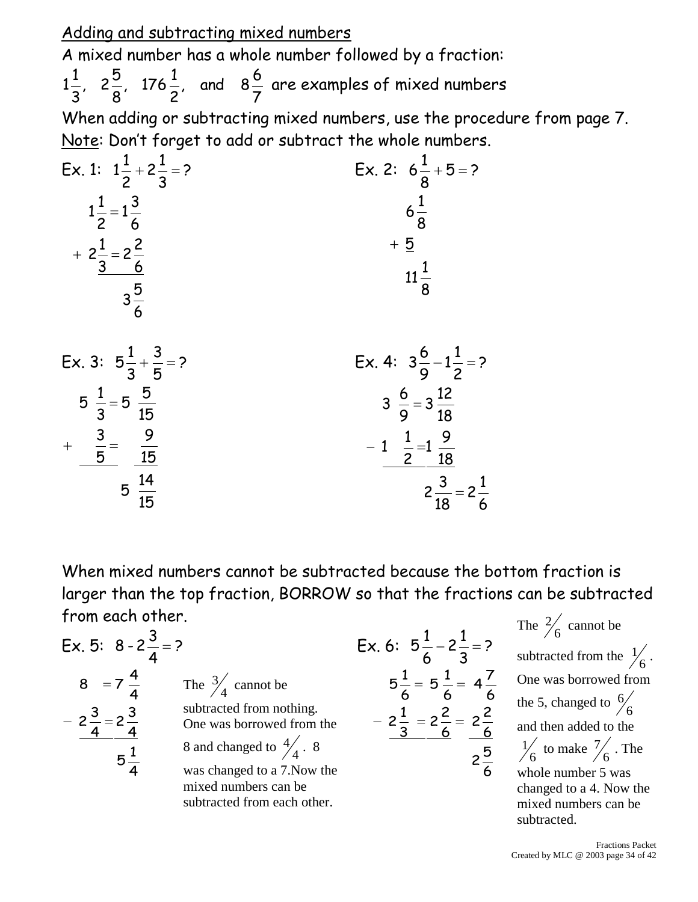## Adding and subtracting mixed numbers

A mixed number has a whole number followed by a fraction:

$1\frac{1}{3}$, $2\frac{5}{8}$, $176\frac{1}{2}$, and $8\frac{6}{7}$ are examples of mixed numbers

When adding or subtracting mixed numbers, use the procedure from page 7.

Note: Don't forget to add or subtract the whole numbers.

Ex. 1: $1\frac{1}{2} + 2\frac{1}{3} = ?$

$$\begin{array}{rl} 1\frac{1}{2} = & 1\frac{3}{6} \\ + \; 2\frac{1}{3} = & 2\frac{2}{6} \\ \hline & 3\frac{5}{6} \end{array}$$

Ex. 2: $6\frac{1}{8} + 5 = ?$

$$\begin{array}{r} 6\frac{1}{8} \\ + \; 5 \\ \hline 11\frac{1}{8} \end{array}$$

Ex. 3: $5\frac{1}{3} + \frac{3}{5} = ?$

$$\begin{array}{rl} 5\frac{1}{3} = & 5\frac{5}{15} \\ + \; \frac{3}{5} = & \frac{9}{15} \\ \hline & 5\frac{14}{15} \end{array}$$

Ex. 4: $3\frac{6}{9} - 1\frac{1}{2} = ?$

$$\begin{array}{rl} 3\frac{6}{9} = & 3\frac{12}{18} \\ - \; 1\frac{1}{2} = & 1\frac{9}{18} \\ \hline & 2\frac{3}{18} = 2\frac{1}{6} \end{array}$$

When mixed numbers cannot be subtracted because the bottom fraction is larger than the top fraction, BORROW so that the fractions can be subtracted from each other.

Ex. 5: $8 - 2\frac{3}{4} = ?$

$$\begin{array}{rl} 8 = & 7\frac{4}{4} \\ - \; 2\frac{3}{4} = & 2\frac{3}{4} \\ \hline & 5\frac{1}{4} \end{array}$$

The $\frac{3}{4}$ cannot be subtracted from nothing. One was borrowed from the 8 and changed to $\frac{4}{4}$. 8 was changed to a 7. Now the mixed numbers can be subtracted from each other.

Ex. 6: $5\frac{1}{6} - 2\frac{1}{3} = ?$

$$\begin{array}{rll} 5\frac{1}{6} = & 5\frac{1}{6} = & 4\frac{7}{6} \\ - \; 2\frac{1}{3} = & 2\frac{2}{6} = & 2\frac{2}{6} \\ \hline & & 2\frac{5}{6} \end{array}$$

The $\frac{2}{6}$ cannot be subtracted from the $\frac{1}{6}$. One was borrowed from the 5, changed to $\frac{6}{6}$ and then added to the $\frac{1}{6}$ to make $\frac{7}{6}$. The whole number 5 was changed to a 4. Now the mixed numbers can be subtracted.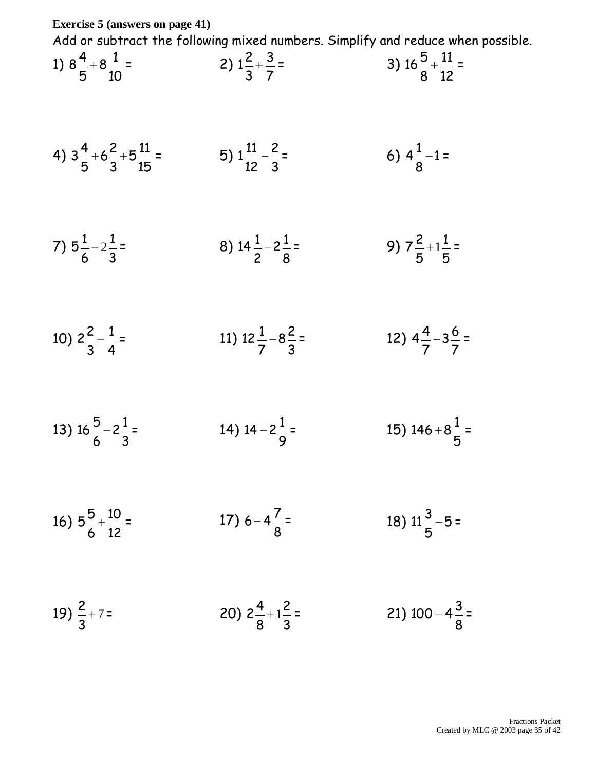**Exercise 5 (answers on page 41)**

Add or subtract the following mixed numbers. Simplify and reduce when possible.

1) $8\frac{4}{5}+8\frac{1}{10}=$

2) $1\frac{2}{3}+\frac{3}{7}=$

3) $16\frac{5}{8}+\frac{11}{12}=$

4) $3\frac{4}{5}+6\frac{2}{3}+5\frac{11}{15}=$

5) $1\frac{11}{12}-\frac{2}{3}=$

6) $4\frac{1}{8}-1=$

7) $5\frac{1}{6}-2\frac{1}{3}=$

8) $14\frac{1}{2}-2\frac{1}{8}=$

9) $7\frac{2}{5}+1\frac{1}{5}=$

10) $2\frac{2}{3}-\frac{1}{4}=$

11) $12\frac{1}{7}-8\frac{2}{3}=$

12) $4\frac{4}{7}-3\frac{6}{7}=$

13) $16\frac{5}{6}-2\frac{1}{3}=$

14) $14-2\frac{1}{9}=$

15) $146+8\frac{1}{5}=$

16) $5\frac{5}{6}+\frac{10}{12}=$

17) $6-4\frac{7}{8}=$

18) $11\frac{3}{5}-5=$

19) $\frac{2}{3}+7=$

20) $2\frac{4}{8}+1\frac{2}{3}=$

21) $100-4\frac{3}{8}=$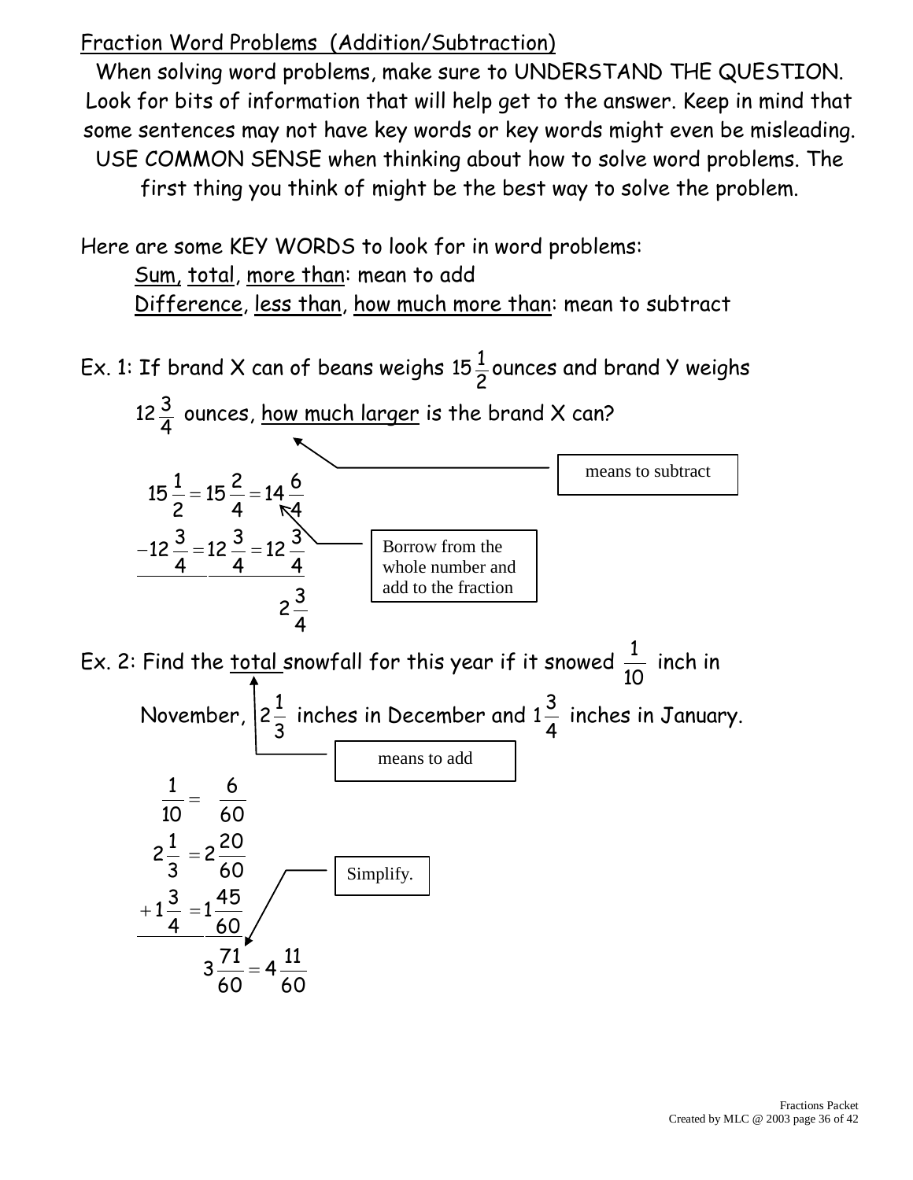## Fraction Word Problems (Addition/Subtraction)

When solving word problems, make sure to UNDERSTAND THE QUESTION. Look for bits of information that will help get to the answer. Keep in mind that some sentences may not have key words or key words might even be misleading. USE COMMON SENSE when thinking about how to solve word problems. The first thing you think of might be the best way to solve the problem.

Here are some KEY WORDS to look for in word problems:

- Sum, total, more than: mean to add
- Difference, less than, how much more than: mean to subtract

Ex. 1: If brand X can of beans weighs $15\frac{1}{2}$ ounces and brand Y weighs $12\frac{3}{4}$ ounces, how much larger is the brand X can?

(how much larger → means to subtract)

$$15\frac{1}{2} = 15\frac{2}{4} = 14\frac{6}{4}$$
$$-12\frac{3}{4} = 12\frac{3}{4} = 12\frac{3}{4}$$
$$2\frac{3}{4}$$

(Borrow from the whole number and add to the fraction)

Ex. 2: Find the total snowfall for this year if it snowed $\frac{1}{10}$ inch in November, $2\frac{1}{3}$ inches in December and $1\frac{3}{4}$ inches in January.

(total → means to add)

$$\frac{1}{10} = \frac{6}{60}$$
$$2\frac{1}{3} = 2\frac{20}{60}$$
$$+1\frac{3}{4} = 1\frac{45}{60}$$
$$3\frac{71}{60} = 4\frac{11}{60}$$

(Simplify.)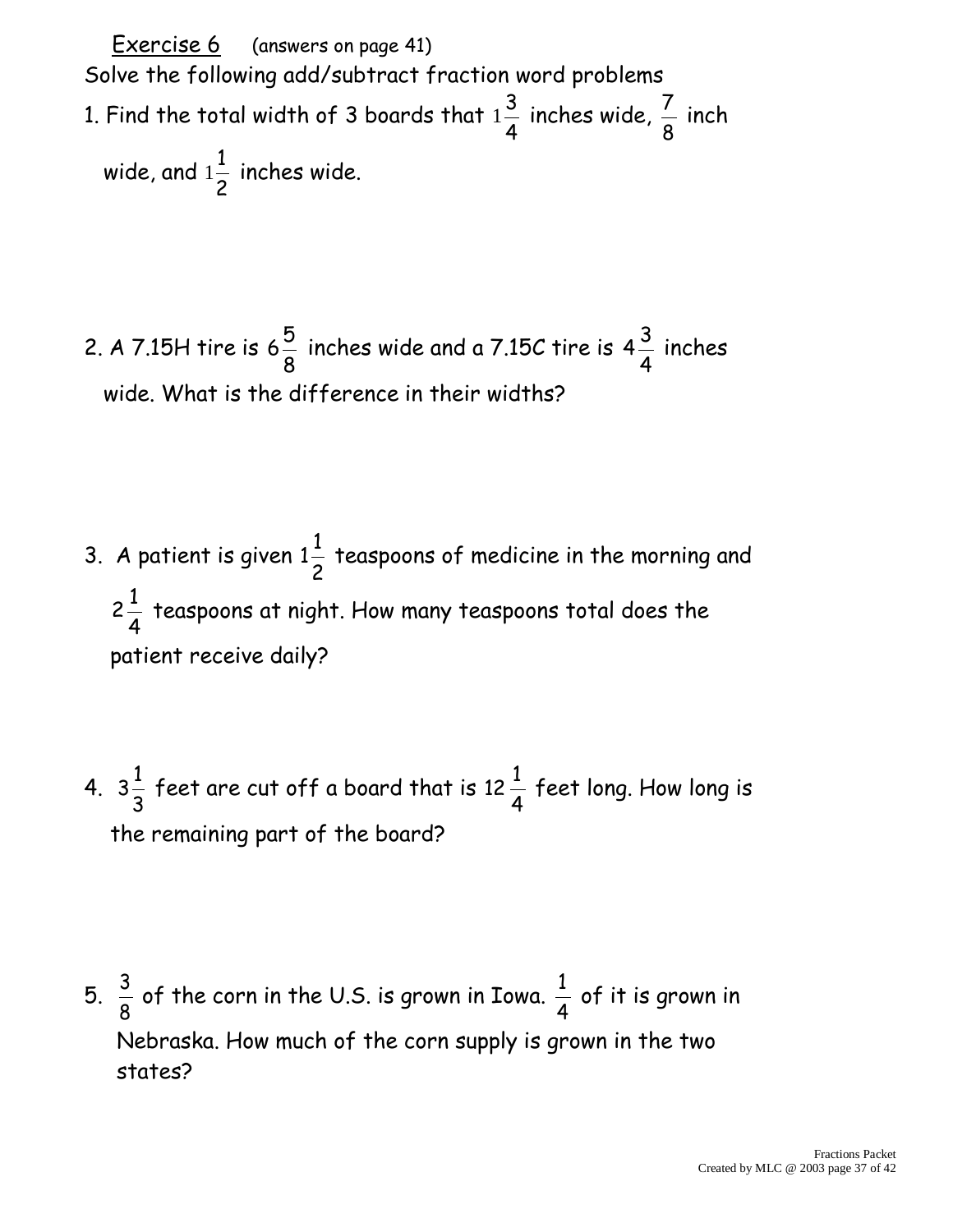Exercise 6 (answers on page 41)

Solve the following add/subtract fraction word problems

1. Find the total width of 3 boards that $1\frac{3}{4}$ inches wide, $\frac{7}{8}$ inch wide, and $1\frac{1}{2}$ inches wide.

2. A 7.15H tire is $6\frac{5}{8}$ inches wide and a 7.15C tire is $4\frac{3}{4}$ inches wide. What is the difference in their widths?

3. A patient is given $1\frac{1}{2}$ teaspoons of medicine in the morning and $2\frac{1}{4}$ teaspoons at night. How many teaspoons total does the patient receive daily?

4. $3\frac{1}{3}$ feet are cut off a board that is $12\frac{1}{4}$ feet long. How long is the remaining part of the board?

5. $\frac{3}{8}$ of the corn in the U.S. is grown in Iowa. $\frac{1}{4}$ of it is grown in Nebraska. How much of the corn supply is grown in the two states?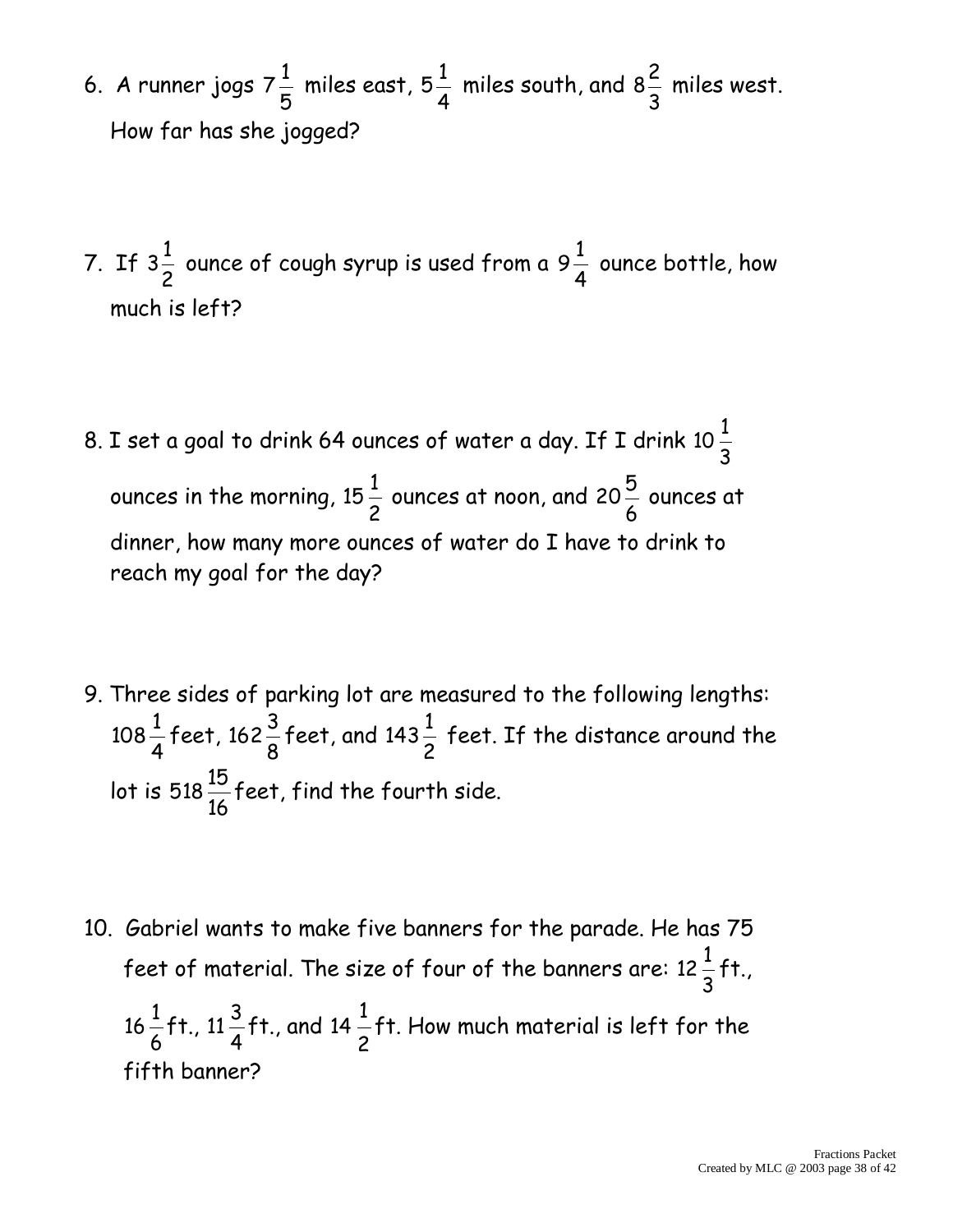6. A runner jogs $7\frac{1}{5}$ miles east, $5\frac{1}{4}$ miles south, and $8\frac{2}{3}$ miles west. How far has she jogged?

7. If $3\frac{1}{2}$ ounce of cough syrup is used from a $9\frac{1}{4}$ ounce bottle, how much is left?

8. I set a goal to drink 64 ounces of water a day. If I drink $10\frac{1}{3}$ ounces in the morning, $15\frac{1}{2}$ ounces at noon, and $20\frac{5}{6}$ ounces at dinner, how many more ounces of water do I have to drink to reach my goal for the day?

9. Three sides of parking lot are measured to the following lengths: $108\frac{1}{4}$ feet, $162\frac{3}{8}$ feet, and $143\frac{1}{2}$ feet. If the distance around the lot is $518\frac{15}{16}$ feet, find the fourth side.

10. Gabriel wants to make five banners for the parade. He has 75 feet of material. The size of four of the banners are: $12\frac{1}{3}$ ft., $16\frac{1}{6}$ ft., $11\frac{3}{4}$ ft., and $14\frac{1}{2}$ ft. How much material is left for the fifth banner?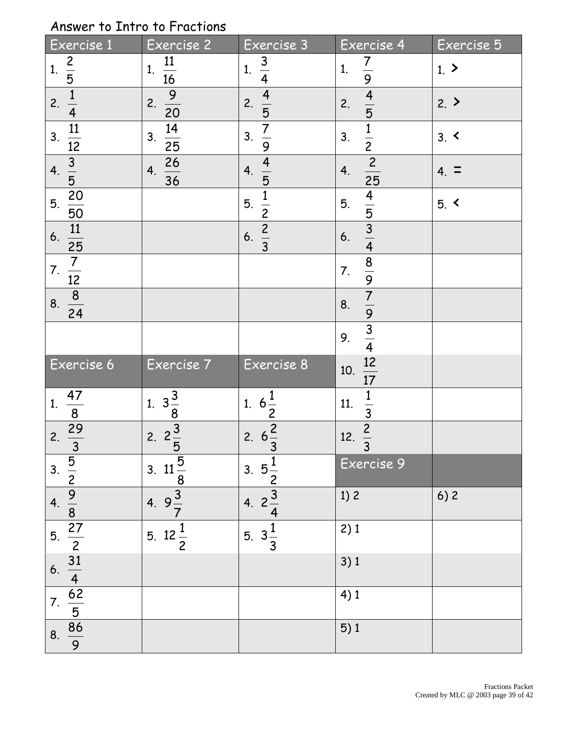Answer to Intro to Fractions

| Exercise 1 | Exercise 2 | Exercise 3 | Exercise 4 | Exercise 5 |
|---|---|---|---|---|
| 1. $\frac{2}{5}$ | 1. $\frac{11}{16}$ | 1. $\frac{3}{4}$ | 1. $\frac{7}{9}$ | 1. > |
| 2. $\frac{1}{4}$ | 2. $\frac{9}{20}$ | 2. $\frac{4}{5}$ | 2. $\frac{4}{5}$ | 2. > |
| 3. $\frac{11}{12}$ | 3. $\frac{14}{25}$ | 3. $\frac{7}{9}$ | 3. $\frac{1}{2}$ | 3. < |
| 4. $\frac{3}{5}$ | 4. $\frac{26}{36}$ | 4. $\frac{4}{5}$ | 4. $\frac{2}{25}$ | 4. = |
| 5. $\frac{20}{50}$ | | 5. $\frac{1}{2}$ | 5. $\frac{4}{5}$ | 5. < |
| 6. $\frac{11}{25}$ | | 6. $\frac{2}{3}$ | 6. $\frac{3}{4}$ | |
| 7. $\frac{7}{12}$ | | | 7. $\frac{8}{9}$ | |
| 8. $\frac{8}{24}$ | | | 8. $\frac{7}{9}$ | |
| | | | 9. $\frac{3}{4}$ | |
| **Exercise 6** | **Exercise 7** | **Exercise 8** | 10. $\frac{12}{17}$ | |
| 1. $\frac{47}{8}$ | 1. $3\frac{3}{8}$ | 1. $6\frac{1}{2}$ | 11. $\frac{1}{3}$ | |
| 2. $\frac{29}{3}$ | 2. $2\frac{3}{5}$ | 2. $6\frac{2}{3}$ | 12. $\frac{2}{3}$ | |
| 3. $\frac{5}{2}$ | 3. $11\frac{5}{8}$ | 3. $5\frac{1}{2}$ | **Exercise 9** | |
| 4. $\frac{9}{8}$ | 4. $9\frac{3}{7}$ | 4. $2\frac{3}{4}$ | 1) 2 | 6) 2 |
| 5. $\frac{27}{2}$ | 5. $12\frac{1}{2}$ | 5. $3\frac{1}{3}$ | 2) 1 | |
| 6. $\frac{31}{4}$ | | | 3) 1 | |
| 7. $\frac{62}{5}$ | | | 4) 1 | |
| 8. $\frac{86}{9}$ | | | 5) 1 | |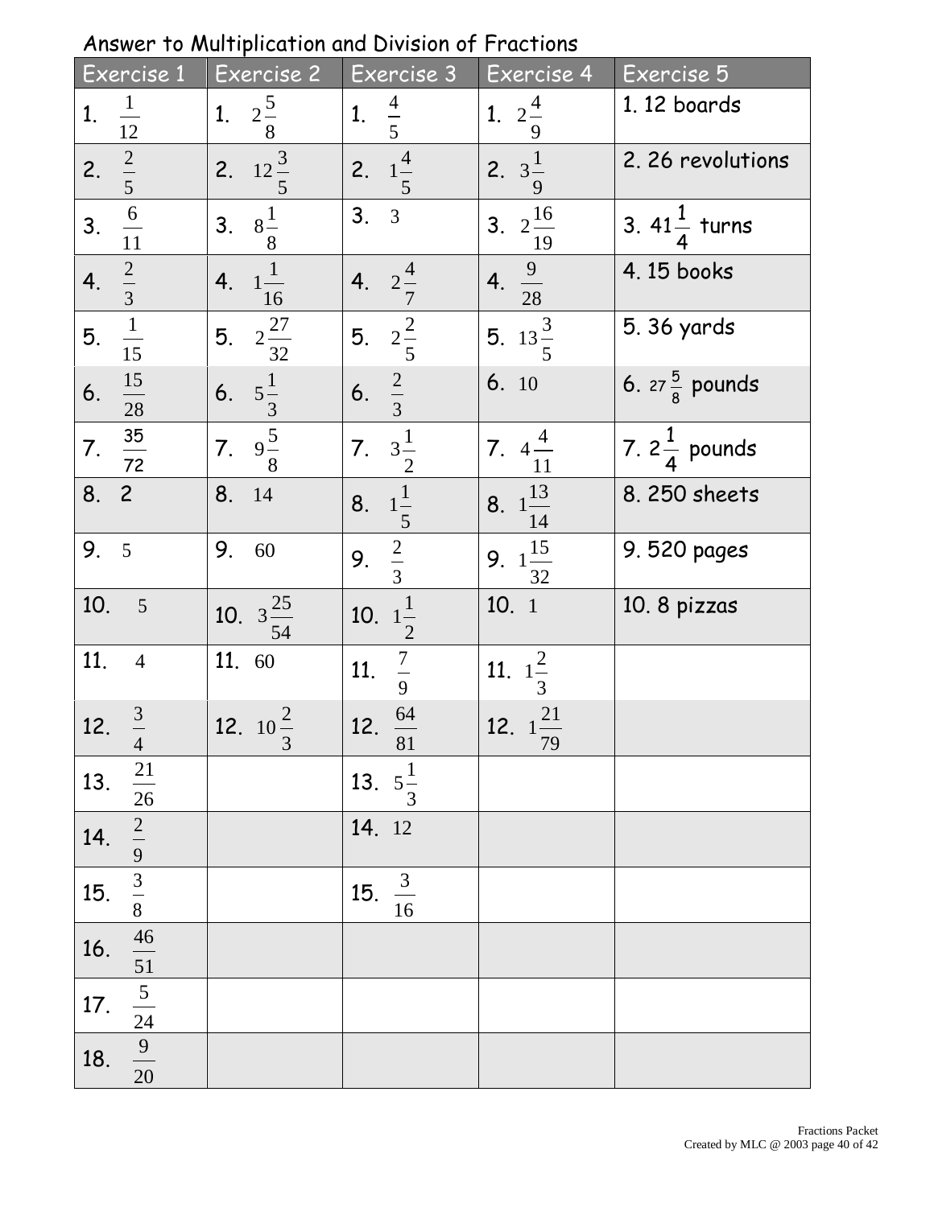Answer to Multiplication and Division of Fractions

| Exercise 1 | Exercise 2 | Exercise 3 | Exercise 4 | Exercise 5 |
|---|---|---|---|---|
| 1. $\frac{1}{12}$ | 1. $2\frac{5}{8}$ | 1. $\frac{4}{5}$ | 1. $2\frac{4}{9}$ | 1. 12 boards |
| 2. $\frac{2}{5}$ | 2. $12\frac{3}{5}$ | 2. $1\frac{4}{5}$ | 2. $3\frac{1}{9}$ | 2. 26 revolutions |
| 3. $\frac{6}{11}$ | 3. $8\frac{1}{8}$ | 3. $3$ | 3. $2\frac{16}{19}$ | 3. $41\frac{1}{4}$ turns |
| 4. $\frac{2}{3}$ | 4. $1\frac{1}{16}$ | 4. $2\frac{4}{7}$ | 4. $\frac{9}{28}$ | 4. 15 books |
| 5. $\frac{1}{15}$ | 5. $2\frac{27}{32}$ | 5. $2\frac{2}{5}$ | 5. $13\frac{3}{5}$ | 5. 36 yards |
| 6. $\frac{15}{28}$ | 6. $5\frac{1}{3}$ | 6. $\frac{2}{3}$ | 6. $10$ | 6. $27\frac{5}{8}$ pounds |
| 7. $\frac{35}{72}$ | 7. $9\frac{5}{8}$ | 7. $3\frac{1}{2}$ | 7. $4\frac{4}{11}$ | 7. $2\frac{1}{4}$ pounds |
| 8. 2 | 8. $14$ | 8. $1\frac{1}{5}$ | 8. $1\frac{13}{14}$ | 8. 250 sheets |
| 9. $5$ | 9. $60$ | 9. $\frac{2}{3}$ | 9. $1\frac{15}{32}$ | 9. 520 pages |
| 10. $5$ | 10. $3\frac{25}{54}$ | 10. $1\frac{1}{2}$ | 10. $1$ | 10. 8 pizzas |
| 11. $4$ | 11. $60$ | 11. $\frac{7}{9}$ | 11. $1\frac{2}{3}$ | |
| 12. $\frac{3}{4}$ | 12. $10\frac{2}{3}$ | 12. $\frac{64}{81}$ | 12. $1\frac{21}{79}$ | |
| 13. $\frac{21}{26}$ | | 13. $5\frac{1}{3}$ | | |
| 14. $\frac{2}{9}$ | | 14. $12$ | | |
| 15. $\frac{3}{8}$ | | 15. $\frac{3}{16}$ | | |
| 16. $\frac{46}{51}$ | | | | |
| 17. $\frac{5}{24}$ | | | | |
| 18. $\frac{9}{20}$ | | | | |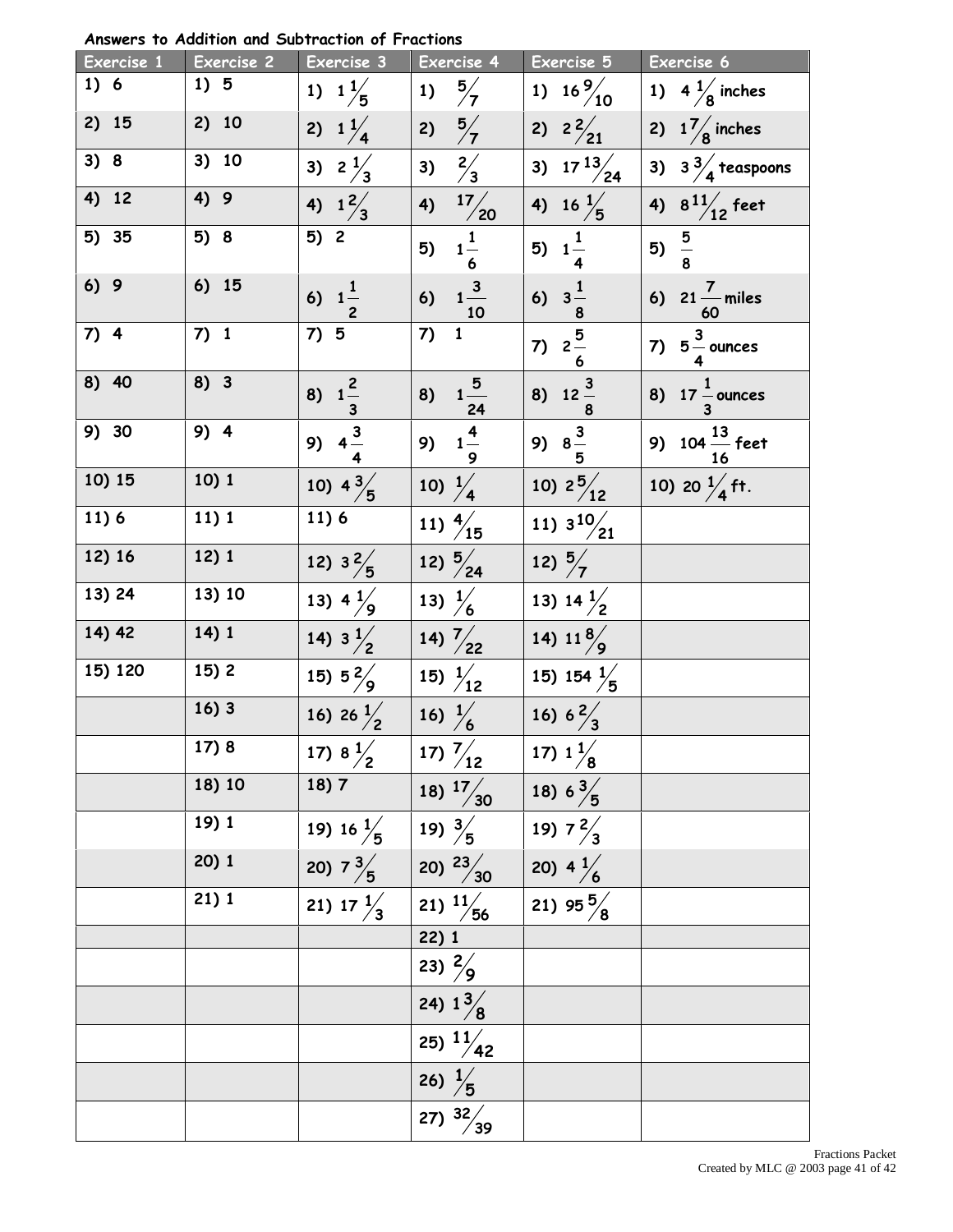**Answers to Addition and Subtraction of Fractions**

| Exercise 1 | Exercise 2 | Exercise 3 | Exercise 4 | Exercise 5 | Exercise 6 |
|---|---|---|---|---|---|
| 1) 6 | 1) 5 | 1) $1\frac{1}{5}$ | 1) $\frac{5}{7}$ | 1) $16\frac{9}{10}$ | 1) $4\frac{1}{8}$ inches |
| 2) 15 | 2) 10 | 2) $1\frac{1}{4}$ | 2) $\frac{5}{7}$ | 2) $2\frac{2}{21}$ | 2) $1\frac{7}{8}$ inches |
| 3) 8 | 3) 10 | 3) $2\frac{1}{3}$ | 3) $\frac{2}{3}$ | 3) $17\frac{13}{24}$ | 3) $3\frac{3}{4}$ teaspoons |
| 4) 12 | 4) 9 | 4) $1\frac{2}{3}$ | 4) $\frac{17}{20}$ | 4) $16\frac{1}{5}$ | 4) $8\frac{11}{12}$ feet |
| 5) 35 | 5) 8 | 5) 2 | 5) $1\frac{1}{6}$ | 5) $1\frac{1}{4}$ | 5) $\frac{5}{8}$ |
| 6) 9 | 6) 15 | 6) $1\frac{1}{2}$ | 6) $1\frac{3}{10}$ | 6) $3\frac{1}{8}$ | 6) $21\frac{7}{60}$ miles |
| 7) 4 | 7) 1 | 7) 5 | 7) 1 | 7) $2\frac{5}{6}$ | 7) $5\frac{3}{4}$ ounces |
| 8) 40 | 8) 3 | 8) $1\frac{2}{3}$ | 8) $1\frac{5}{24}$ | 8) $12\frac{3}{8}$ | 8) $17\frac{1}{3}$ ounces |
| 9) 30 | 9) 4 | 9) $4\frac{3}{4}$ | 9) $1\frac{4}{9}$ | 9) $8\frac{3}{5}$ | 9) $104\frac{13}{16}$ feet |
| 10) 15 | 10) 1 | 10) $4\frac{3}{5}$ | 10) $\frac{1}{4}$ | 10) $2\frac{5}{12}$ | 10) $20\frac{1}{4}$ ft. |
| 11) 6 | 11) 1 | 11) 6 | 11) $\frac{4}{15}$ | 11) $3\frac{10}{21}$ | |
| 12) 16 | 12) 1 | 12) $3\frac{2}{5}$ | 12) $\frac{5}{24}$ | 12) $\frac{5}{7}$ | |
| 13) 24 | 13) 10 | 13) $4\frac{1}{9}$ | 13) $\frac{1}{6}$ | 13) $14\frac{1}{2}$ | |
| 14) 42 | 14) 1 | 14) $3\frac{1}{2}$ | 14) $\frac{7}{22}$ | 14) $11\frac{8}{9}$ | |
| 15) 120 | 15) 2 | 15) $5\frac{2}{9}$ | 15) $\frac{1}{12}$ | 15) $154\frac{1}{5}$ | |
| | 16) 3 | 16) $26\frac{1}{2}$ | 16) $\frac{1}{6}$ | 16) $6\frac{2}{3}$ | |
| | 17) 8 | 17) $8\frac{1}{2}$ | 17) $\frac{7}{12}$ | 17) $1\frac{1}{8}$ | |
| | 18) 10 | 18) 7 | 18) $\frac{17}{30}$ | 18) $6\frac{3}{5}$ | |
| | 19) 1 | 19) $16\frac{1}{5}$ | 19) $\frac{3}{5}$ | 19) $7\frac{2}{3}$ | |
| | 20) 1 | 20) $7\frac{3}{5}$ | 20) $\frac{23}{30}$ | 20) $4\frac{1}{6}$ | |
| | 21) 1 | 21) $17\frac{1}{3}$ | 21) $\frac{11}{56}$ | 21) $95\frac{5}{8}$ | |
| | | | 22) 1 | | |
| | | | 23) $\frac{2}{9}$ | | |
| | | | 24) $1\frac{3}{8}$ | | |
| | | | 25) $\frac{11}{42}$ | | |
| | | | 26) $\frac{1}{5}$ | | |
| | | | 27) $\frac{32}{39}$ | | |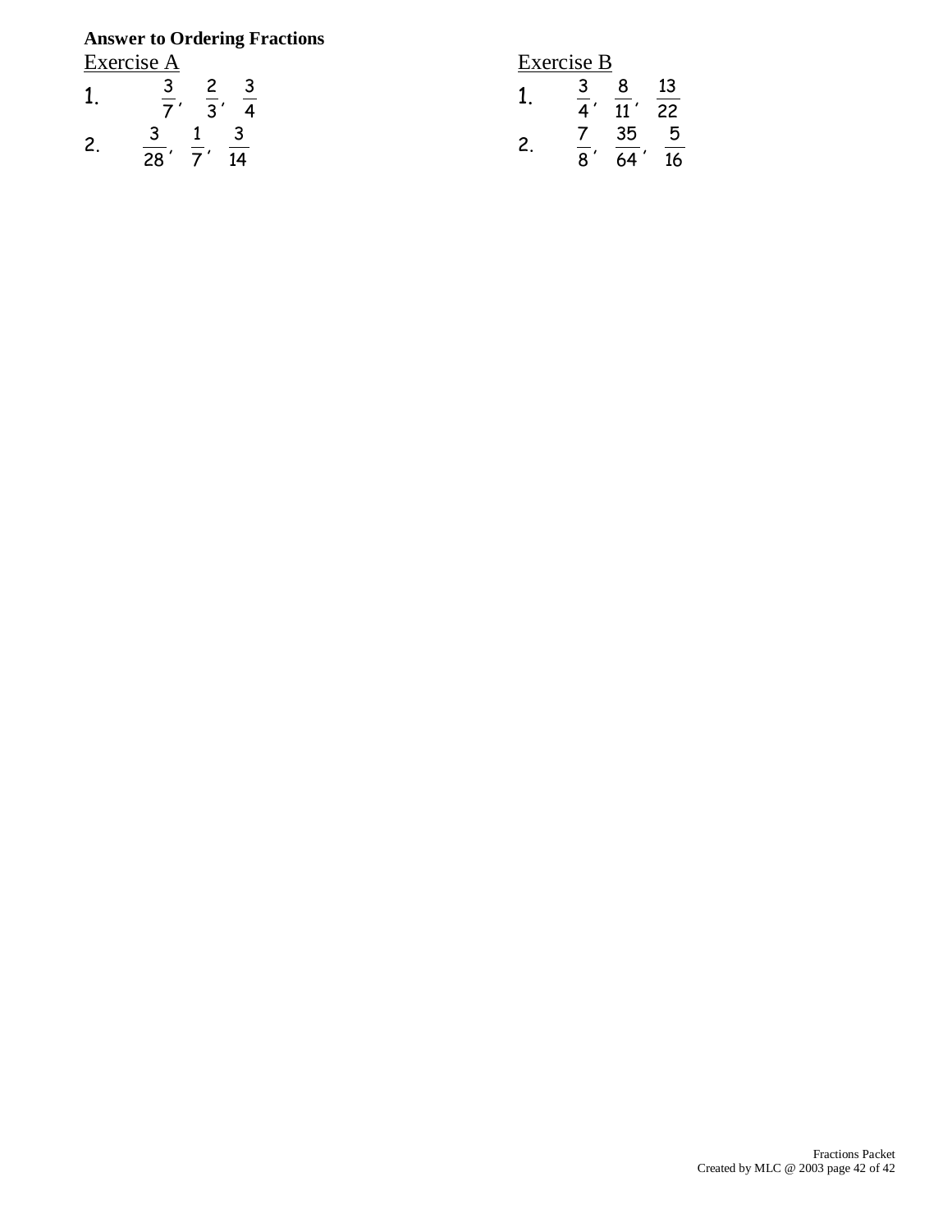**Answer to Ordering Fractions**

Exercise A

1. $\frac{3}{7}, \frac{2}{3}, \frac{3}{4}$
2. $\frac{3}{28}, \frac{1}{7}, \frac{3}{14}$

Exercise B

1. $\frac{3}{4}, \frac{8}{11}, \frac{13}{22}$
2. $\frac{7}{8}, \frac{35}{64}, \frac{5}{16}$